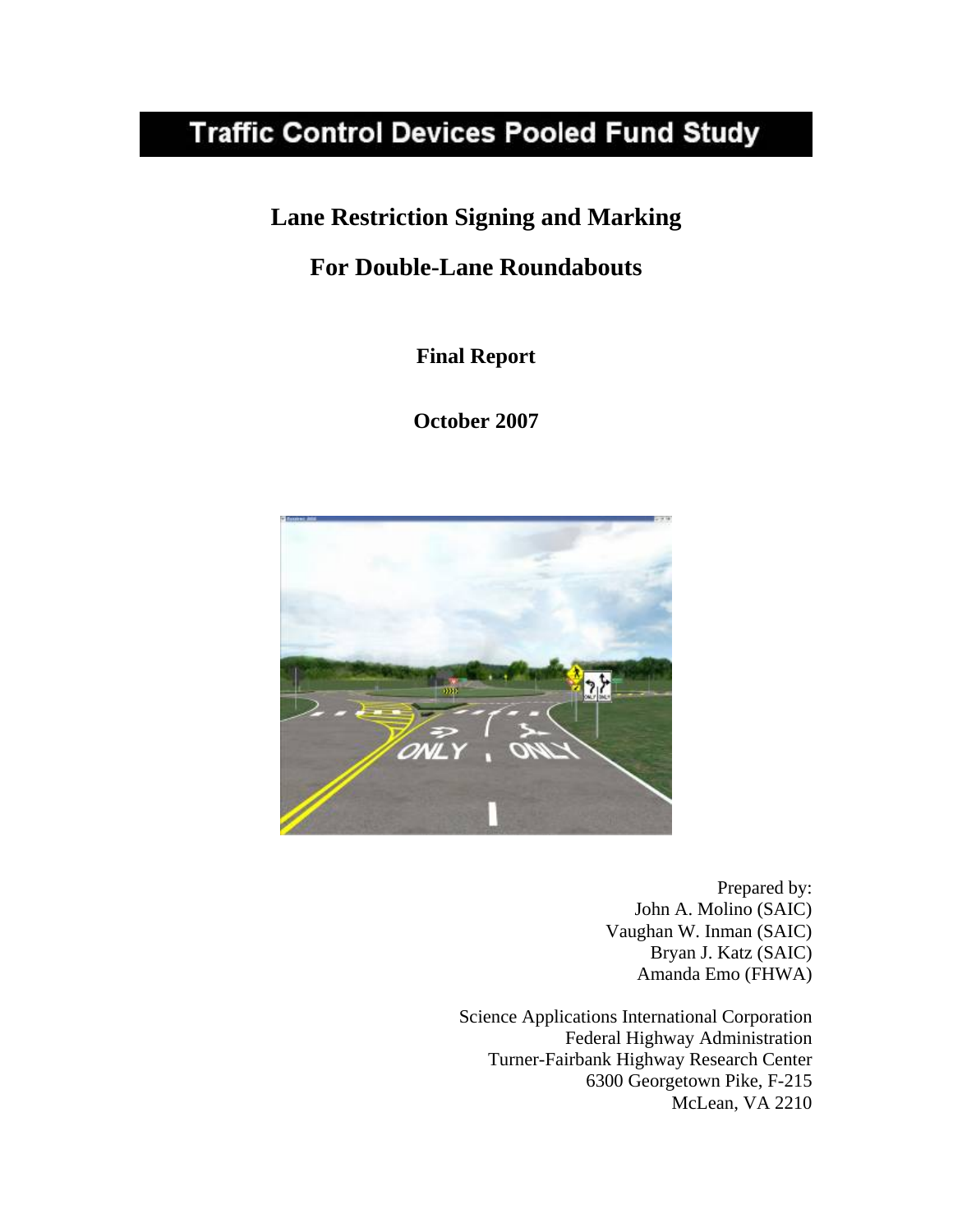# Traffic Control Devices Pooled Fund Study

## Lane Restriction Signing and Marking

## For Double-Lane Roundabouts

**Final Report**

**October 2007**

Prepared by:
John A. Molino (SAIC)
Vaughan W. Inman (SAIC)
Bryan J. Katz (SAIC)
Amanda Emo (FHWA)

Science Applications International Corporation
Federal Highway Administration
Turner-Fairbank Highway Research Center
6300 Georgetown Pike, F-215
McLean, VA 2210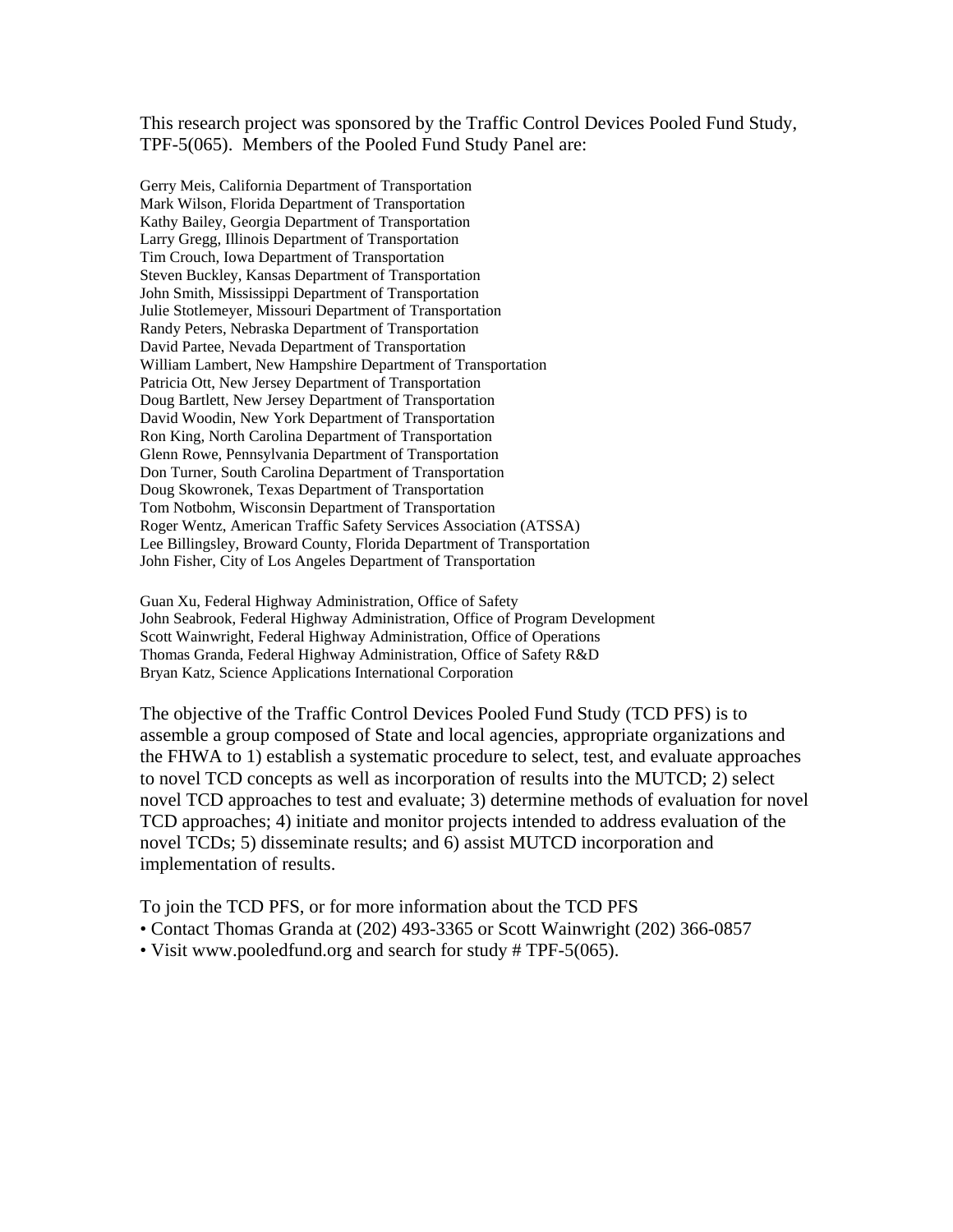This research project was sponsored by the Traffic Control Devices Pooled Fund Study, TPF-5(065). Members of the Pooled Fund Study Panel are:

Gerry Meis, California Department of Transportation
Mark Wilson, Florida Department of Transportation
Kathy Bailey, Georgia Department of Transportation
Larry Gregg, Illinois Department of Transportation
Tim Crouch, Iowa Department of Transportation
Steven Buckley, Kansas Department of Transportation
John Smith, Mississippi Department of Transportation
Julie Stotlemeyer, Missouri Department of Transportation
Randy Peters, Nebraska Department of Transportation
David Partee, Nevada Department of Transportation
William Lambert, New Hampshire Department of Transportation
Patricia Ott, New Jersey Department of Transportation
Doug Bartlett, New Jersey Department of Transportation
David Woodin, New York Department of Transportation
Ron King, North Carolina Department of Transportation
Glenn Rowe, Pennsylvania Department of Transportation
Don Turner, South Carolina Department of Transportation
Doug Skowronek, Texas Department of Transportation
Tom Notbohm, Wisconsin Department of Transportation
Roger Wentz, American Traffic Safety Services Association (ATSSA)
Lee Billingsley, Broward County, Florida Department of Transportation
John Fisher, City of Los Angeles Department of Transportation

Guan Xu, Federal Highway Administration, Office of Safety
John Seabrook, Federal Highway Administration, Office of Program Development
Scott Wainwright, Federal Highway Administration, Office of Operations
Thomas Granda, Federal Highway Administration, Office of Safety R&D
Bryan Katz, Science Applications International Corporation

The objective of the Traffic Control Devices Pooled Fund Study (TCD PFS) is to assemble a group composed of State and local agencies, appropriate organizations and the FHWA to 1) establish a systematic procedure to select, test, and evaluate approaches to novel TCD concepts as well as incorporation of results into the MUTCD; 2) select novel TCD approaches to test and evaluate; 3) determine methods of evaluation for novel TCD approaches; 4) initiate and monitor projects intended to address evaluation of the novel TCDs; 5) disseminate results; and 6) assist MUTCD incorporation and implementation of results.

To join the TCD PFS, or for more information about the TCD PFS

- Contact Thomas Granda at (202) 493-3365 or Scott Wainwright (202) 366-0857
- Visit www.pooledfund.org and search for study # TPF-5(065).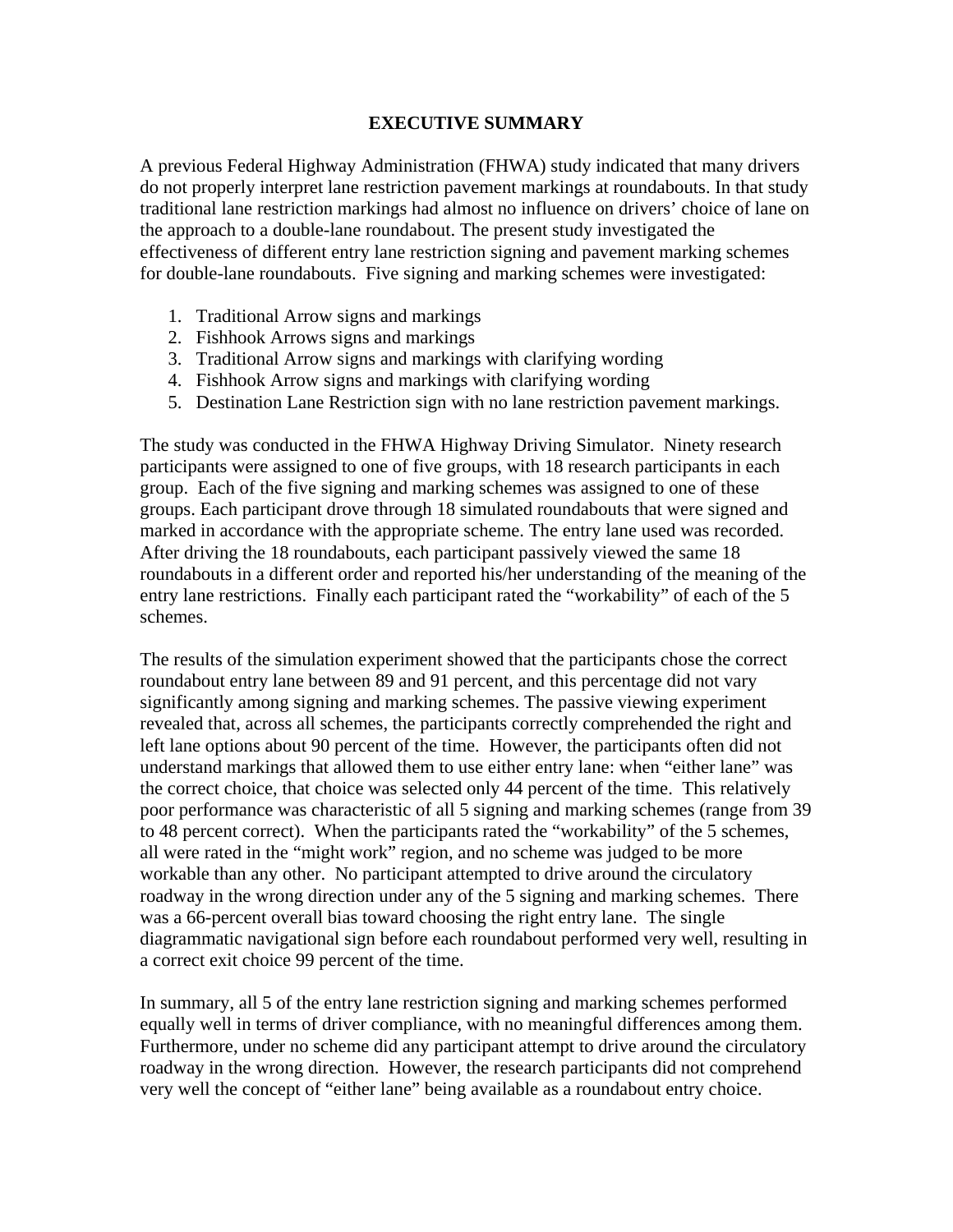# EXECUTIVE SUMMARY

A previous Federal Highway Administration (FHWA) study indicated that many drivers do not properly interpret lane restriction pavement markings at roundabouts. In that study traditional lane restriction markings had almost no influence on drivers' choice of lane on the approach to a double-lane roundabout. The present study investigated the effectiveness of different entry lane restriction signing and pavement marking schemes for double-lane roundabouts. Five signing and marking schemes were investigated:

1. Traditional Arrow signs and markings
2. Fishhook Arrows signs and markings
3. Traditional Arrow signs and markings with clarifying wording
4. Fishhook Arrow signs and markings with clarifying wording
5. Destination Lane Restriction sign with no lane restriction pavement markings.

The study was conducted in the FHWA Highway Driving Simulator. Ninety research participants were assigned to one of five groups, with 18 research participants in each group. Each of the five signing and marking schemes was assigned to one of these groups. Each participant drove through 18 simulated roundabouts that were signed and marked in accordance with the appropriate scheme. The entry lane used was recorded. After driving the 18 roundabouts, each participant passively viewed the same 18 roundabouts in a different order and reported his/her understanding of the meaning of the entry lane restrictions. Finally each participant rated the "workability" of each of the 5 schemes.

The results of the simulation experiment showed that the participants chose the correct roundabout entry lane between 89 and 91 percent, and this percentage did not vary significantly among signing and marking schemes. The passive viewing experiment revealed that, across all schemes, the participants correctly comprehended the right and left lane options about 90 percent of the time. However, the participants often did not understand markings that allowed them to use either entry lane: when "either lane" was the correct choice, that choice was selected only 44 percent of the time. This relatively poor performance was characteristic of all 5 signing and marking schemes (range from 39 to 48 percent correct). When the participants rated the "workability" of the 5 schemes, all were rated in the "might work" region, and no scheme was judged to be more workable than any other. No participant attempted to drive around the circulatory roadway in the wrong direction under any of the 5 signing and marking schemes. There was a 66-percent overall bias toward choosing the right entry lane. The single diagrammatic navigational sign before each roundabout performed very well, resulting in a correct exit choice 99 percent of the time.

In summary, all 5 of the entry lane restriction signing and marking schemes performed equally well in terms of driver compliance, with no meaningful differences among them. Furthermore, under no scheme did any participant attempt to drive around the circulatory roadway in the wrong direction. However, the research participants did not comprehend very well the concept of "either lane" being available as a roundabout entry choice.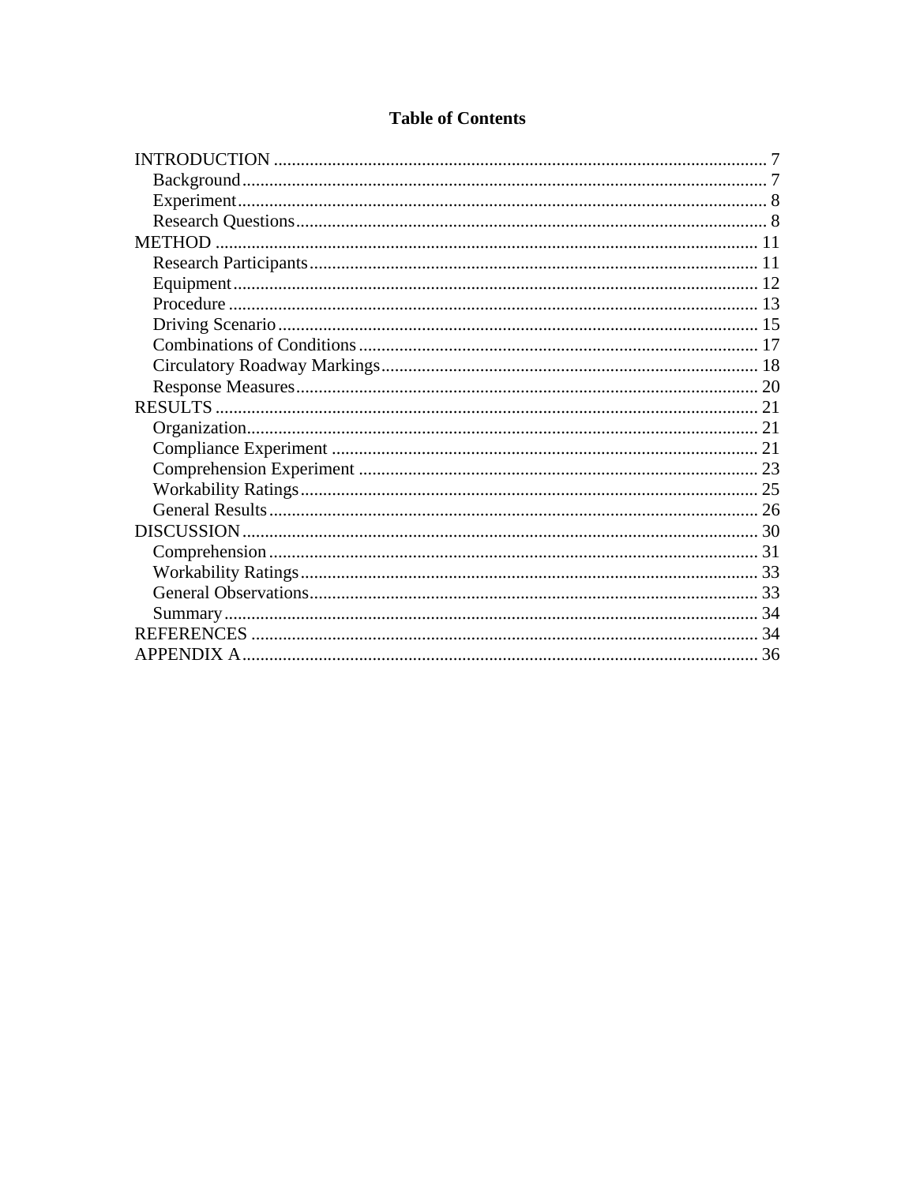# Table of Contents

INTRODUCTION ... 7
- Background ... 7
- Experiment ... 8
- Research Questions ... 8

METHOD ... 11
- Research Participants ... 11
- Equipment ... 12
- Procedure ... 13
- Driving Scenario ... 15
- Combinations of Conditions ... 17
- Circulatory Roadway Markings ... 18
- Response Measures ... 20

RESULTS ... 21
- Organization ... 21
- Compliance Experiment ... 21
- Comprehension Experiment ... 23
- Workability Ratings ... 25
- General Results ... 26

DISCUSSION ... 30
- Comprehension ... 31
- Workability Ratings ... 33
- General Observations ... 33
- Summary ... 34

REFERENCES ... 34

APPENDIX A ... 36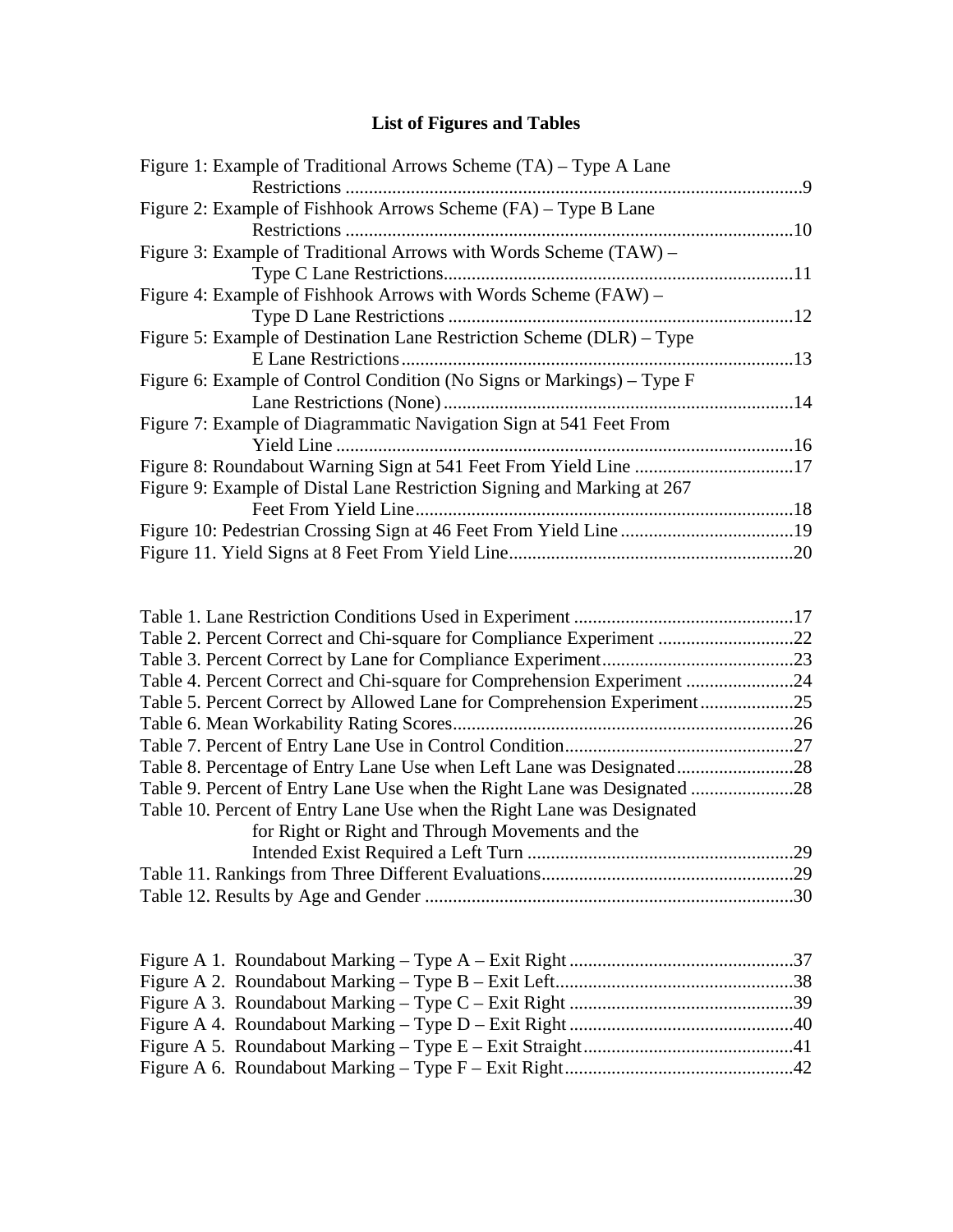## List of Figures and Tables

Figure 1: Example of Traditional Arrows Scheme (TA) – Type A Lane Restrictions .....9
Figure 2: Example of Fishhook Arrows Scheme (FA) – Type B Lane Restrictions .....10
Figure 3: Example of Traditional Arrows with Words Scheme (TAW) – Type C Lane Restrictions.....11
Figure 4: Example of Fishhook Arrows with Words Scheme (FAW) – Type D Lane Restrictions .....12
Figure 5: Example of Destination Lane Restriction Scheme (DLR) – Type E Lane Restrictions.....13
Figure 6: Example of Control Condition (No Signs or Markings) – Type F Lane Restrictions (None).....14
Figure 7: Example of Diagrammatic Navigation Sign at 541 Feet From Yield Line .....16
Figure 8: Roundabout Warning Sign at 541 Feet From Yield Line .....17
Figure 9: Example of Distal Lane Restriction Signing and Marking at 267 Feet From Yield Line.....18
Figure 10: Pedestrian Crossing Sign at 46 Feet From Yield Line.....19
Figure 11. Yield Signs at 8 Feet From Yield Line.....20

Table 1. Lane Restriction Conditions Used in Experiment .....17
Table 2. Percent Correct and Chi-square for Compliance Experiment .....22
Table 3. Percent Correct by Lane for Compliance Experiment.....23
Table 4. Percent Correct and Chi-square for Comprehension Experiment .....24
Table 5. Percent Correct by Allowed Lane for Comprehension Experiment.....25
Table 6. Mean Workability Rating Scores.....26
Table 7. Percent of Entry Lane Use in Control Condition.....27
Table 8. Percentage of Entry Lane Use when Left Lane was Designated.....28
Table 9. Percent of Entry Lane Use when the Right Lane was Designated .....28
Table 10. Percent of Entry Lane Use when the Right Lane was Designated for Right or Right and Through Movements and the Intended Exist Required a Left Turn .....29
Table 11. Rankings from Three Different Evaluations.....29
Table 12. Results by Age and Gender .....30

Figure A 1. Roundabout Marking – Type A – Exit Right .....37
Figure A 2. Roundabout Marking – Type B – Exit Left.....38
Figure A 3. Roundabout Marking – Type C – Exit Right .....39
Figure A 4. Roundabout Marking – Type D – Exit Right .....40
Figure A 5. Roundabout Marking – Type E – Exit Straight.....41
Figure A 6. Roundabout Marking – Type F – Exit Right.....42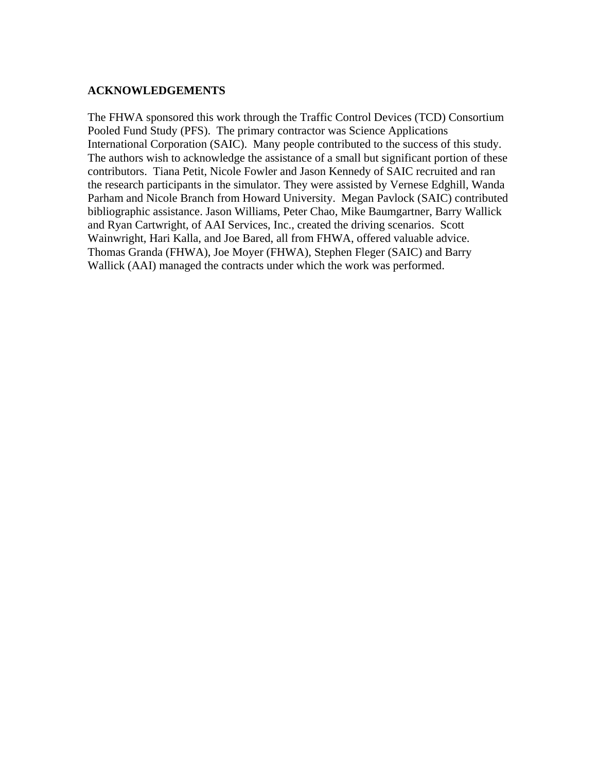## ACKNOWLEDGEMENTS

The FHWA sponsored this work through the Traffic Control Devices (TCD) Consortium Pooled Fund Study (PFS). The primary contractor was Science Applications International Corporation (SAIC). Many people contributed to the success of this study. The authors wish to acknowledge the assistance of a small but significant portion of these contributors. Tiana Petit, Nicole Fowler and Jason Kennedy of SAIC recruited and ran the research participants in the simulator. They were assisted by Vernese Edghill, Wanda Parham and Nicole Branch from Howard University. Megan Pavlock (SAIC) contributed bibliographic assistance. Jason Williams, Peter Chao, Mike Baumgartner, Barry Wallick and Ryan Cartwright, of AAI Services, Inc., created the driving scenarios. Scott Wainwright, Hari Kalla, and Joe Bared, all from FHWA, offered valuable advice. Thomas Granda (FHWA), Joe Moyer (FHWA), Stephen Fleger (SAIC) and Barry Wallick (AAI) managed the contracts under which the work was performed.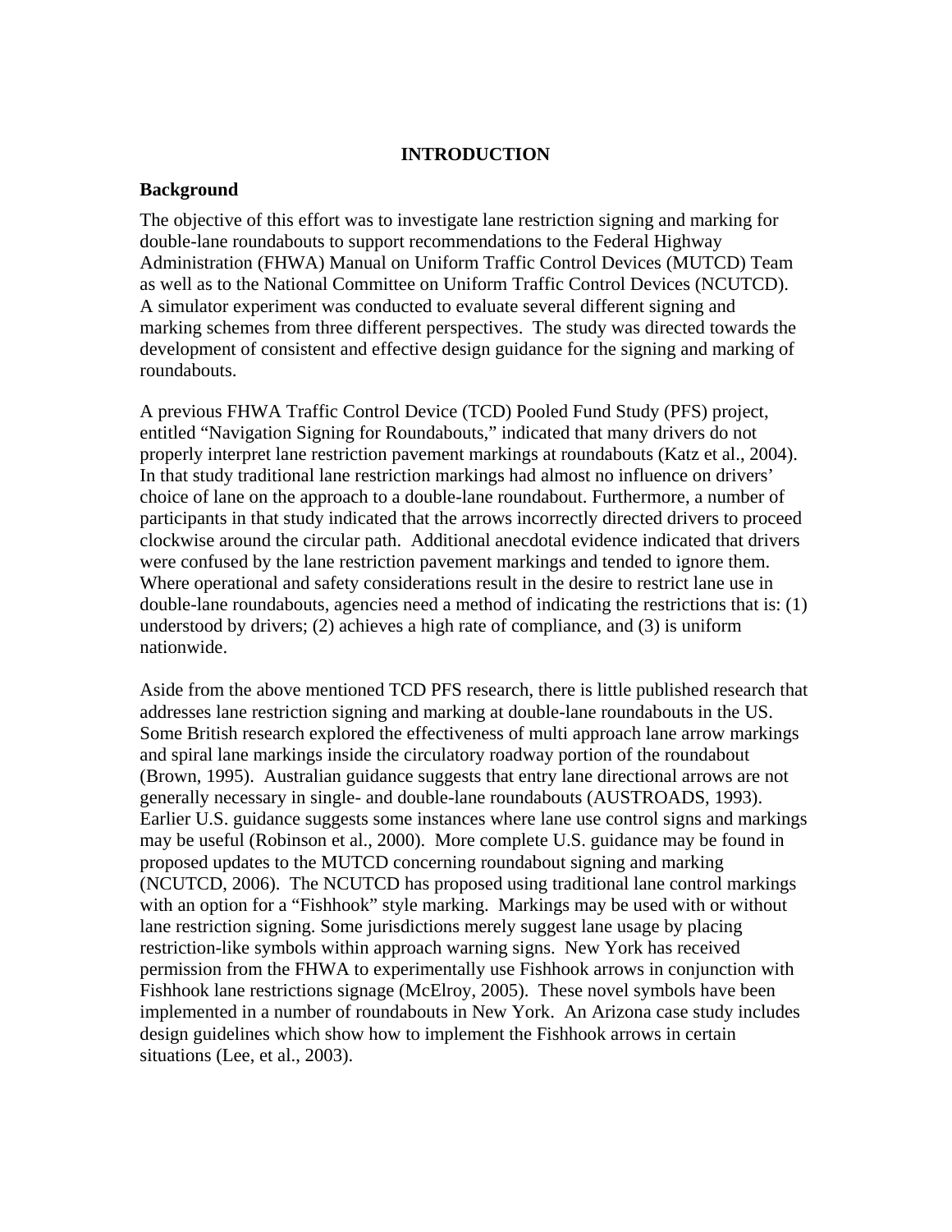# INTRODUCTION

## Background

The objective of this effort was to investigate lane restriction signing and marking for double-lane roundabouts to support recommendations to the Federal Highway Administration (FHWA) Manual on Uniform Traffic Control Devices (MUTCD) Team as well as to the National Committee on Uniform Traffic Control Devices (NCUTCD). A simulator experiment was conducted to evaluate several different signing and marking schemes from three different perspectives. The study was directed towards the development of consistent and effective design guidance for the signing and marking of roundabouts.

A previous FHWA Traffic Control Device (TCD) Pooled Fund Study (PFS) project, entitled "Navigation Signing for Roundabouts," indicated that many drivers do not properly interpret lane restriction pavement markings at roundabouts (Katz et al., 2004). In that study traditional lane restriction markings had almost no influence on drivers' choice of lane on the approach to a double-lane roundabout. Furthermore, a number of participants in that study indicated that the arrows incorrectly directed drivers to proceed clockwise around the circular path. Additional anecdotal evidence indicated that drivers were confused by the lane restriction pavement markings and tended to ignore them. Where operational and safety considerations result in the desire to restrict lane use in double-lane roundabouts, agencies need a method of indicating the restrictions that is: (1) understood by drivers; (2) achieves a high rate of compliance, and (3) is uniform nationwide.

Aside from the above mentioned TCD PFS research, there is little published research that addresses lane restriction signing and marking at double-lane roundabouts in the US. Some British research explored the effectiveness of multi approach lane arrow markings and spiral lane markings inside the circulatory roadway portion of the roundabout (Brown, 1995). Australian guidance suggests that entry lane directional arrows are not generally necessary in single- and double-lane roundabouts (AUSTROADS, 1993). Earlier U.S. guidance suggests some instances where lane use control signs and markings may be useful (Robinson et al., 2000). More complete U.S. guidance may be found in proposed updates to the MUTCD concerning roundabout signing and marking (NCUTCD, 2006). The NCUTCD has proposed using traditional lane control markings with an option for a "Fishhook" style marking. Markings may be used with or without lane restriction signing. Some jurisdictions merely suggest lane usage by placing restriction-like symbols within approach warning signs. New York has received permission from the FHWA to experimentally use Fishhook arrows in conjunction with Fishhook lane restrictions signage (McElroy, 2005). These novel symbols have been implemented in a number of roundabouts in New York. An Arizona case study includes design guidelines which show how to implement the Fishhook arrows in certain situations (Lee, et al., 2003).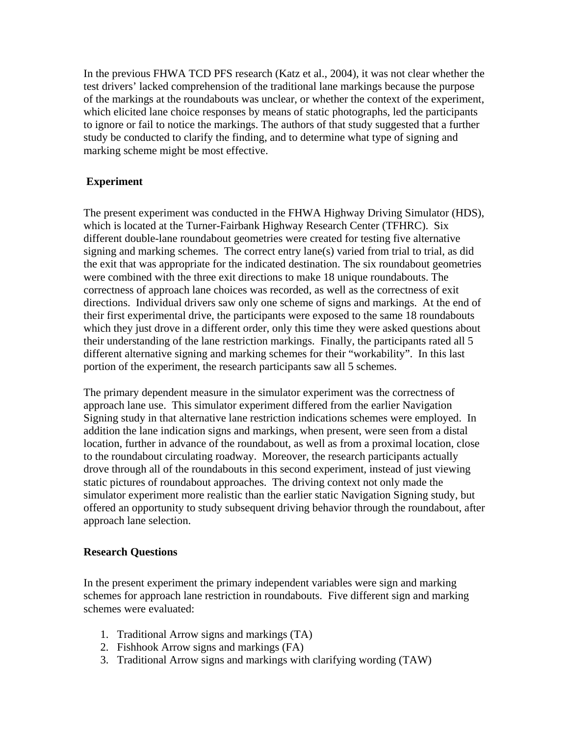In the previous FHWA TCD PFS research (Katz et al., 2004), it was not clear whether the test drivers' lacked comprehension of the traditional lane markings because the purpose of the markings at the roundabouts was unclear, or whether the context of the experiment, which elicited lane choice responses by means of static photographs, led the participants to ignore or fail to notice the markings. The authors of that study suggested that a further study be conducted to clarify the finding, and to determine what type of signing and marking scheme might be most effective.

## Experiment

The present experiment was conducted in the FHWA Highway Driving Simulator (HDS), which is located at the Turner-Fairbank Highway Research Center (TFHRC). Six different double-lane roundabout geometries were created for testing five alternative signing and marking schemes. The correct entry lane(s) varied from trial to trial, as did the exit that was appropriate for the indicated destination. The six roundabout geometries were combined with the three exit directions to make 18 unique roundabouts. The correctness of approach lane choices was recorded, as well as the correctness of exit directions. Individual drivers saw only one scheme of signs and markings. At the end of their first experimental drive, the participants were exposed to the same 18 roundabouts which they just drove in a different order, only this time they were asked questions about their understanding of the lane restriction markings. Finally, the participants rated all 5 different alternative signing and marking schemes for their "workability". In this last portion of the experiment, the research participants saw all 5 schemes.

The primary dependent measure in the simulator experiment was the correctness of approach lane use. This simulator experiment differed from the earlier Navigation Signing study in that alternative lane restriction indications schemes were employed. In addition the lane indication signs and markings, when present, were seen from a distal location, further in advance of the roundabout, as well as from a proximal location, close to the roundabout circulating roadway. Moreover, the research participants actually drove through all of the roundabouts in this second experiment, instead of just viewing static pictures of roundabout approaches. The driving context not only made the simulator experiment more realistic than the earlier static Navigation Signing study, but offered an opportunity to study subsequent driving behavior through the roundabout, after approach lane selection.

## Research Questions

In the present experiment the primary independent variables were sign and marking schemes for approach lane restriction in roundabouts. Five different sign and marking schemes were evaluated:

1. Traditional Arrow signs and markings (TA)
2. Fishhook Arrow signs and markings (FA)
3. Traditional Arrow signs and markings with clarifying wording (TAW)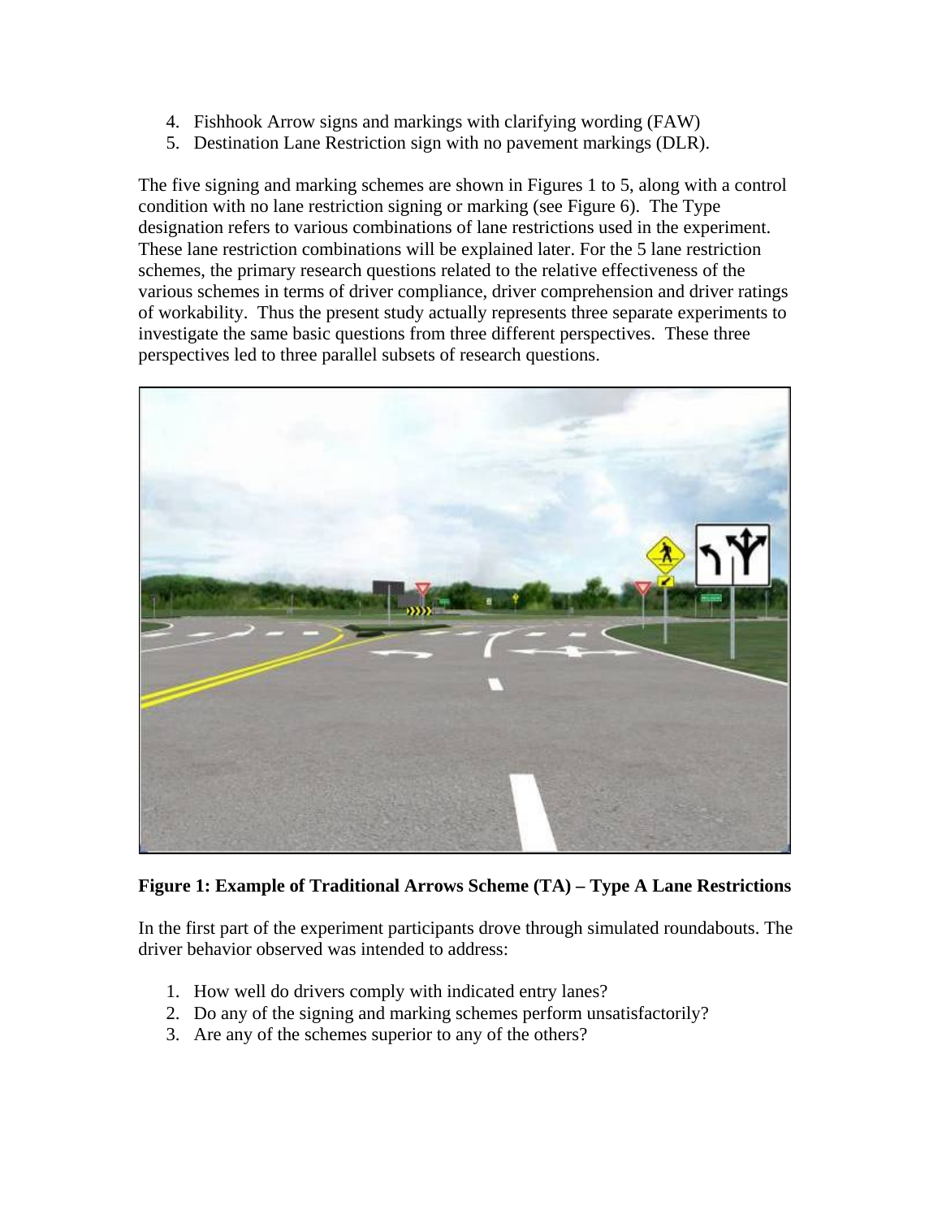4. Fishhook Arrow signs and markings with clarifying wording (FAW)
5. Destination Lane Restriction sign with no pavement markings (DLR).

The five signing and marking schemes are shown in Figures 1 to 5, along with a control condition with no lane restriction signing or marking (see Figure 6). The Type designation refers to various combinations of lane restrictions used in the experiment. These lane restriction combinations will be explained later. For the 5 lane restriction schemes, the primary research questions related to the relative effectiveness of the various schemes in terms of driver compliance, driver comprehension and driver ratings of workability. Thus the present study actually represents three separate experiments to investigate the same basic questions from three different perspectives. These three perspectives led to three parallel subsets of research questions.

**Figure 1: Example of Traditional Arrows Scheme (TA) – Type A Lane Restrictions**

In the first part of the experiment participants drove through simulated roundabouts. The driver behavior observed was intended to address:

1. How well do drivers comply with indicated entry lanes?
2. Do any of the signing and marking schemes perform unsatisfactorily?
3. Are any of the schemes superior to any of the others?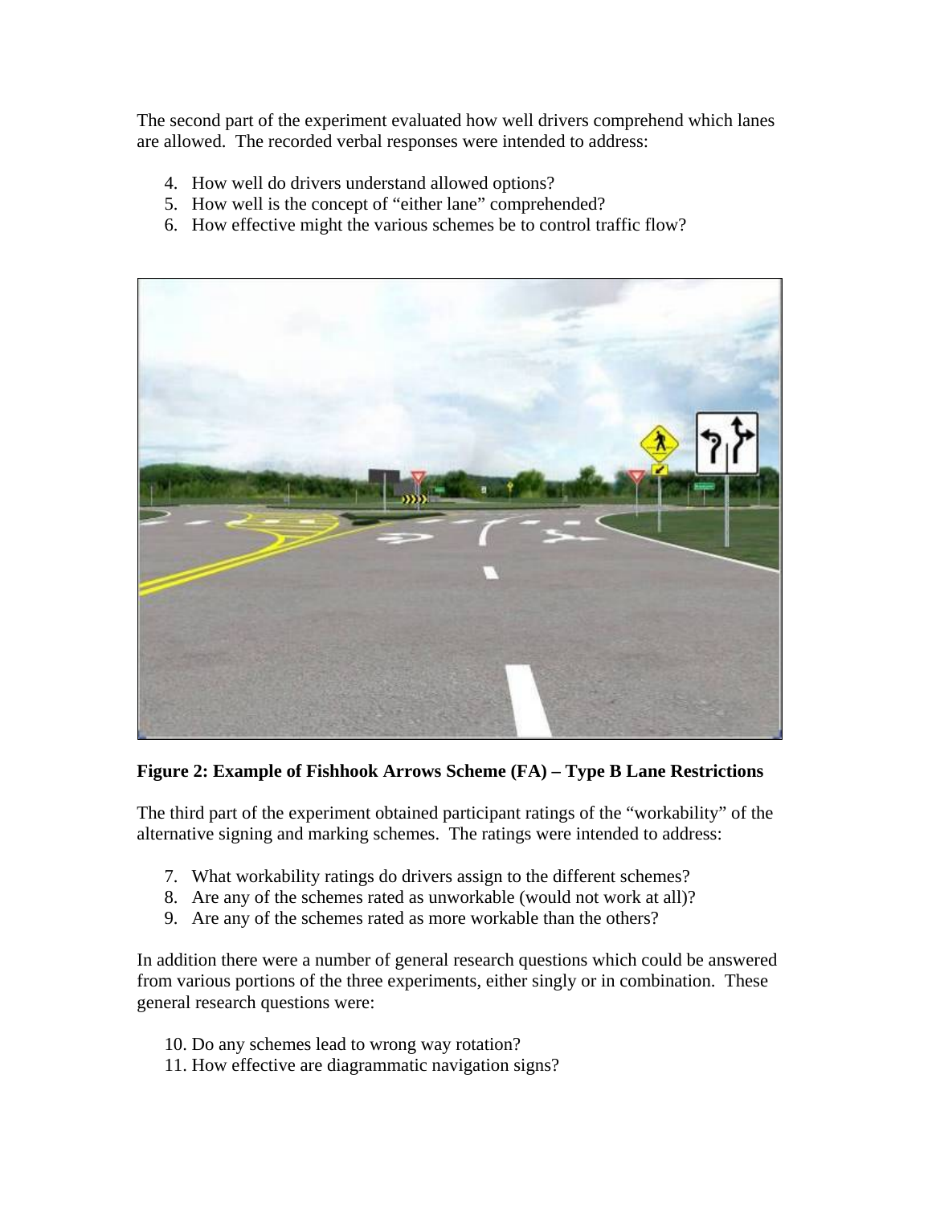The second part of the experiment evaluated how well drivers comprehend which lanes are allowed. The recorded verbal responses were intended to address:

4. How well do drivers understand allowed options?
5. How well is the concept of "either lane" comprehended?
6. How effective might the various schemes be to control traffic flow?

**Figure 2: Example of Fishhook Arrows Scheme (FA) – Type B Lane Restrictions**

The third part of the experiment obtained participant ratings of the "workability" of the alternative signing and marking schemes. The ratings were intended to address:

7. What workability ratings do drivers assign to the different schemes?
8. Are any of the schemes rated as unworkable (would not work at all)?
9. Are any of the schemes rated as more workable than the others?

In addition there were a number of general research questions which could be answered from various portions of the three experiments, either singly or in combination. These general research questions were:

10. Do any schemes lead to wrong way rotation?
11. How effective are diagrammatic navigation signs?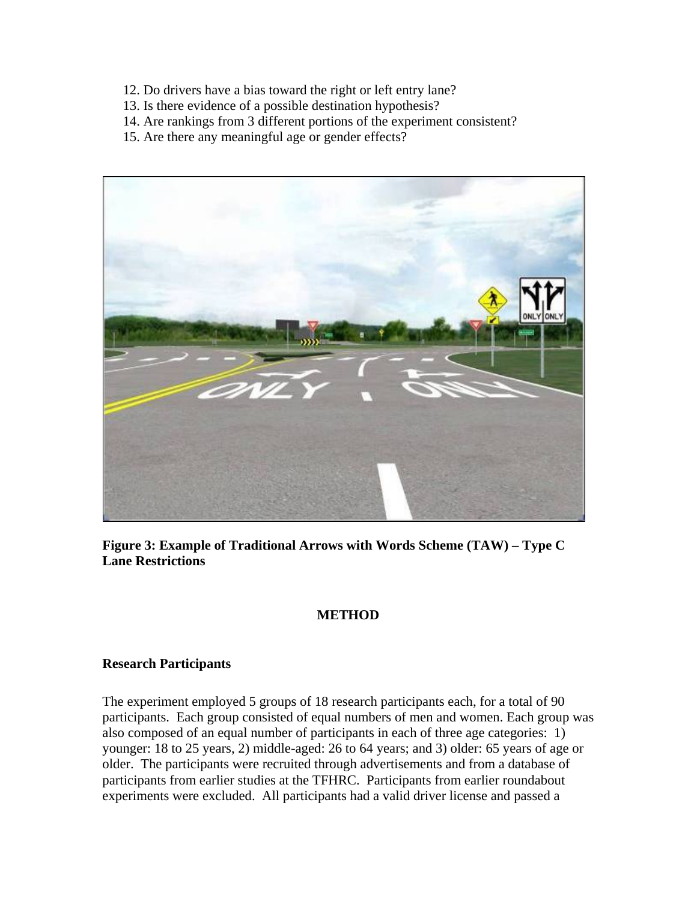12. Do drivers have a bias toward the right or left entry lane?
13. Is there evidence of a possible destination hypothesis?
14. Are rankings from 3 different portions of the experiment consistent?
15. Are there any meaningful age or gender effects?

**Figure 3: Example of Traditional Arrows with Words Scheme (TAW) – Type C Lane Restrictions**

## METHOD

### Research Participants

The experiment employed 5 groups of 18 research participants each, for a total of 90 participants. Each group consisted of equal numbers of men and women. Each group was also composed of an equal number of participants in each of three age categories: 1) younger: 18 to 25 years, 2) middle-aged: 26 to 64 years; and 3) older: 65 years of age or older. The participants were recruited through advertisements and from a database of participants from earlier studies at the TFHRC. Participants from earlier roundabout experiments were excluded. All participants had a valid driver license and passed a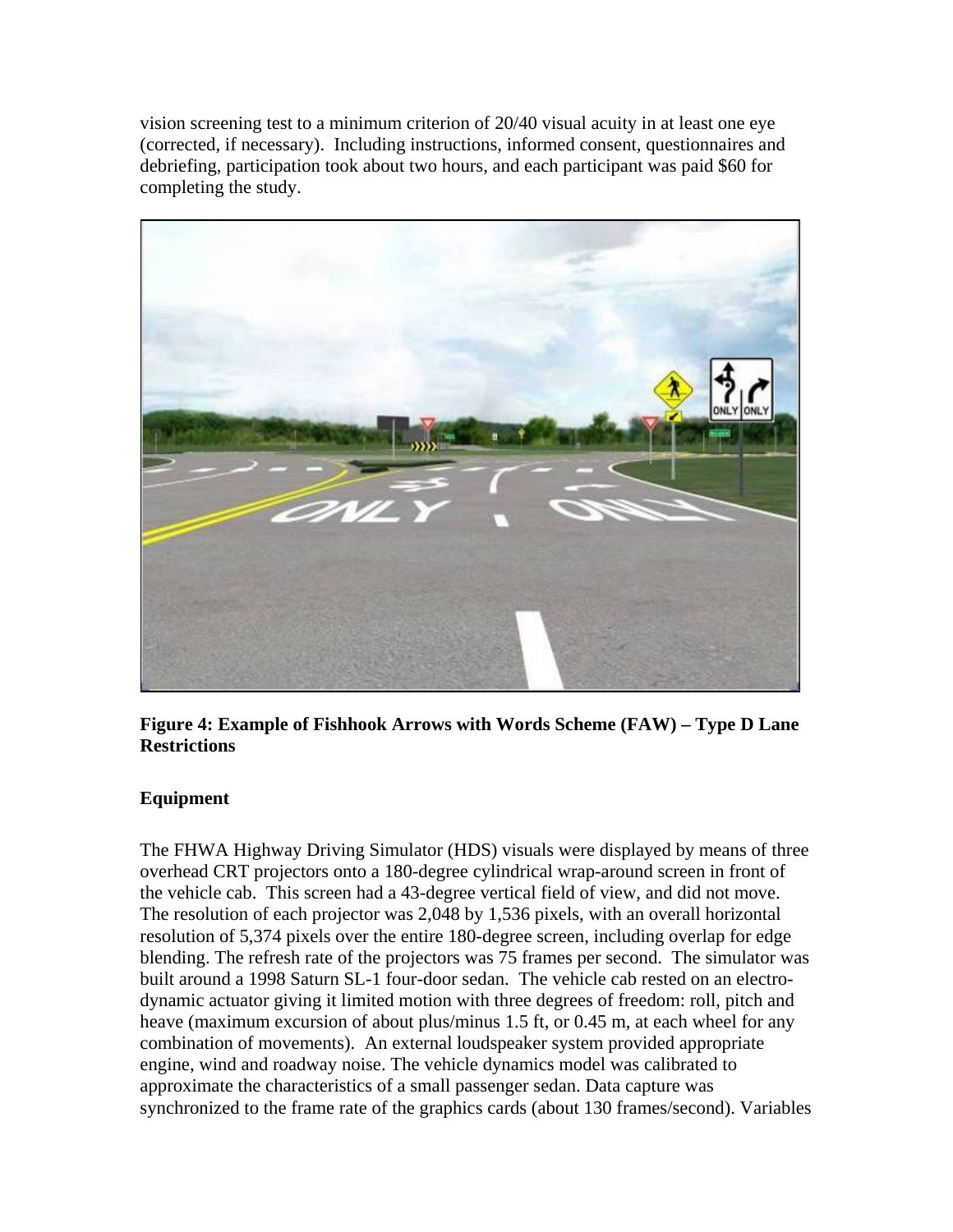vision screening test to a minimum criterion of 20/40 visual acuity in at least one eye (corrected, if necessary). Including instructions, informed consent, questionnaires and debriefing, participation took about two hours, and each participant was paid $60 for completing the study.

**Figure 4: Example of Fishhook Arrows with Words Scheme (FAW) – Type D Lane Restrictions**

## Equipment

The FHWA Highway Driving Simulator (HDS) visuals were displayed by means of three overhead CRT projectors onto a 180-degree cylindrical wrap-around screen in front of the vehicle cab. This screen had a 43-degree vertical field of view, and did not move. The resolution of each projector was 2,048 by 1,536 pixels, with an overall horizontal resolution of 5,374 pixels over the entire 180-degree screen, including overlap for edge blending. The refresh rate of the projectors was 75 frames per second. The simulator was built around a 1998 Saturn SL-1 four-door sedan. The vehicle cab rested on an electro-dynamic actuator giving it limited motion with three degrees of freedom: roll, pitch and heave (maximum excursion of about plus/minus 1.5 ft, or 0.45 m, at each wheel for any combination of movements). An external loudspeaker system provided appropriate engine, wind and roadway noise. The vehicle dynamics model was calibrated to approximate the characteristics of a small passenger sedan. Data capture was synchronized to the frame rate of the graphics cards (about 130 frames/second). Variables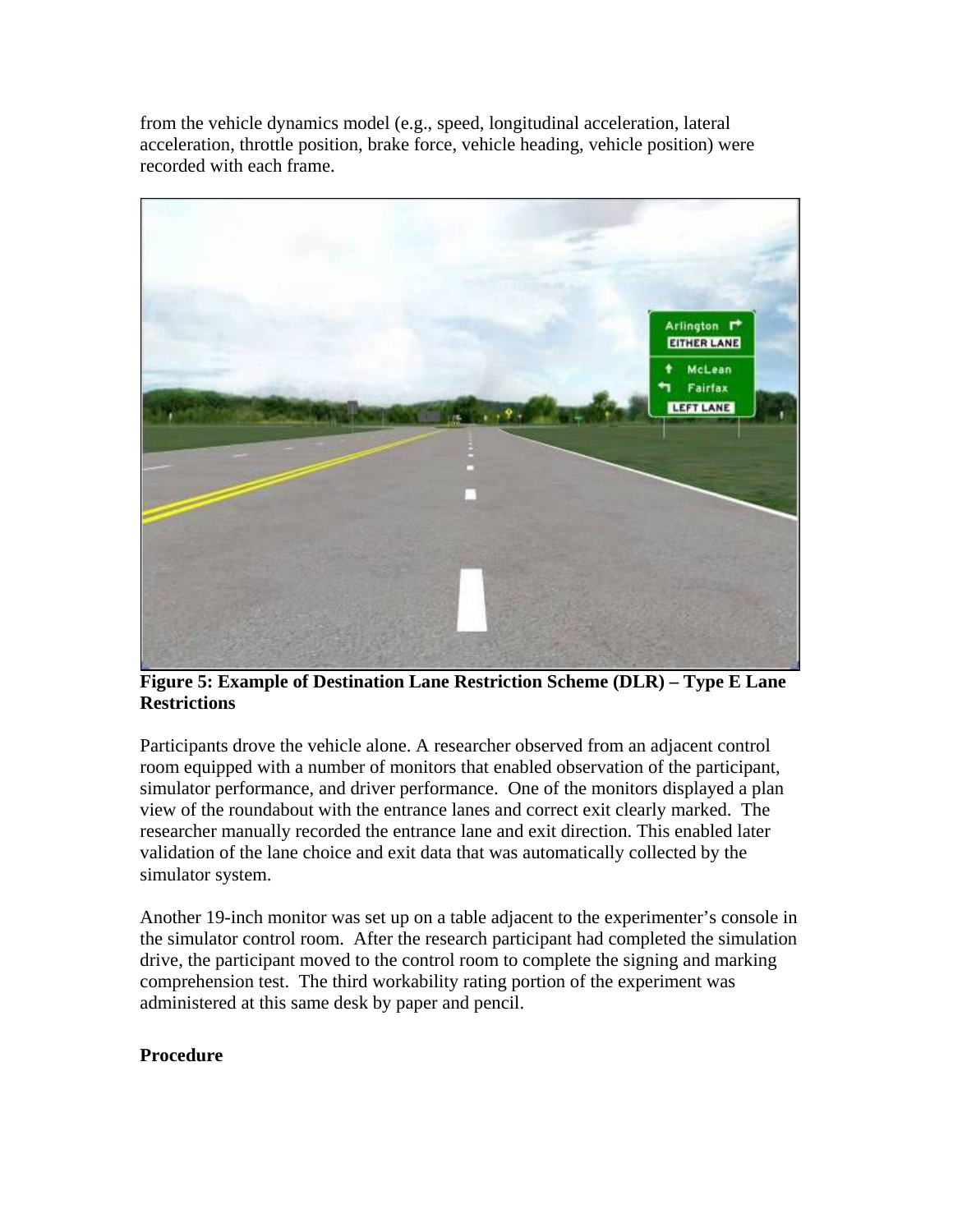from the vehicle dynamics model (e.g., speed, longitudinal acceleration, lateral acceleration, throttle position, brake force, vehicle heading, vehicle position) were recorded with each frame.

**Figure 5: Example of Destination Lane Restriction Scheme (DLR) – Type E Lane Restrictions**

Participants drove the vehicle alone. A researcher observed from an adjacent control room equipped with a number of monitors that enabled observation of the participant, simulator performance, and driver performance. One of the monitors displayed a plan view of the roundabout with the entrance lanes and correct exit clearly marked. The researcher manually recorded the entrance lane and exit direction. This enabled later validation of the lane choice and exit data that was automatically collected by the simulator system.

Another 19-inch monitor was set up on a table adjacent to the experimenter's console in the simulator control room. After the research participant had completed the simulation drive, the participant moved to the control room to complete the signing and marking comprehension test. The third workability rating portion of the experiment was administered at this same desk by paper and pencil.

**Procedure**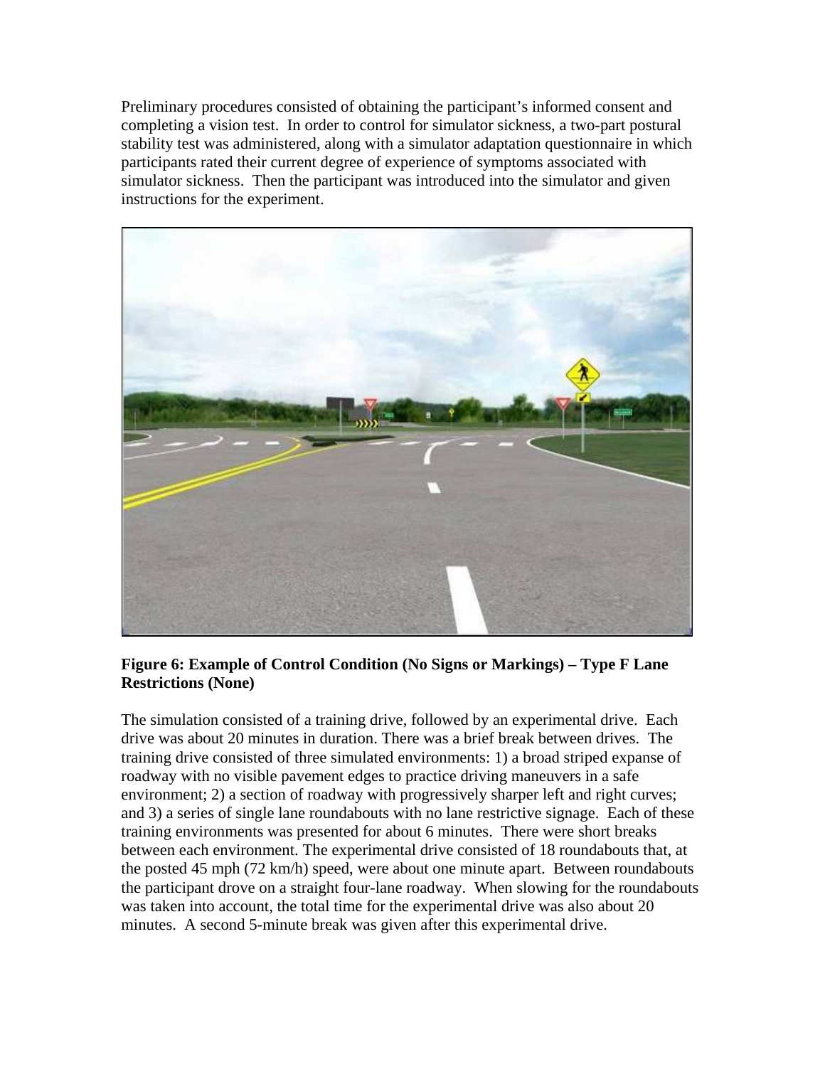Preliminary procedures consisted of obtaining the participant's informed consent and completing a vision test. In order to control for simulator sickness, a two-part postural stability test was administered, along with a simulator adaptation questionnaire in which participants rated their current degree of experience of symptoms associated with simulator sickness. Then the participant was introduced into the simulator and given instructions for the experiment.

**Figure 6: Example of Control Condition (No Signs or Markings) – Type F Lane Restrictions (None)**

The simulation consisted of a training drive, followed by an experimental drive. Each drive was about 20 minutes in duration. There was a brief break between drives. The training drive consisted of three simulated environments: 1) a broad striped expanse of roadway with no visible pavement edges to practice driving maneuvers in a safe environment; 2) a section of roadway with progressively sharper left and right curves; and 3) a series of single lane roundabouts with no lane restrictive signage. Each of these training environments was presented for about 6 minutes. There were short breaks between each environment. The experimental drive consisted of 18 roundabouts that, at the posted 45 mph (72 km/h) speed, were about one minute apart. Between roundabouts the participant drove on a straight four-lane roadway. When slowing for the roundabouts was taken into account, the total time for the experimental drive was also about 20 minutes. A second 5-minute break was given after this experimental drive.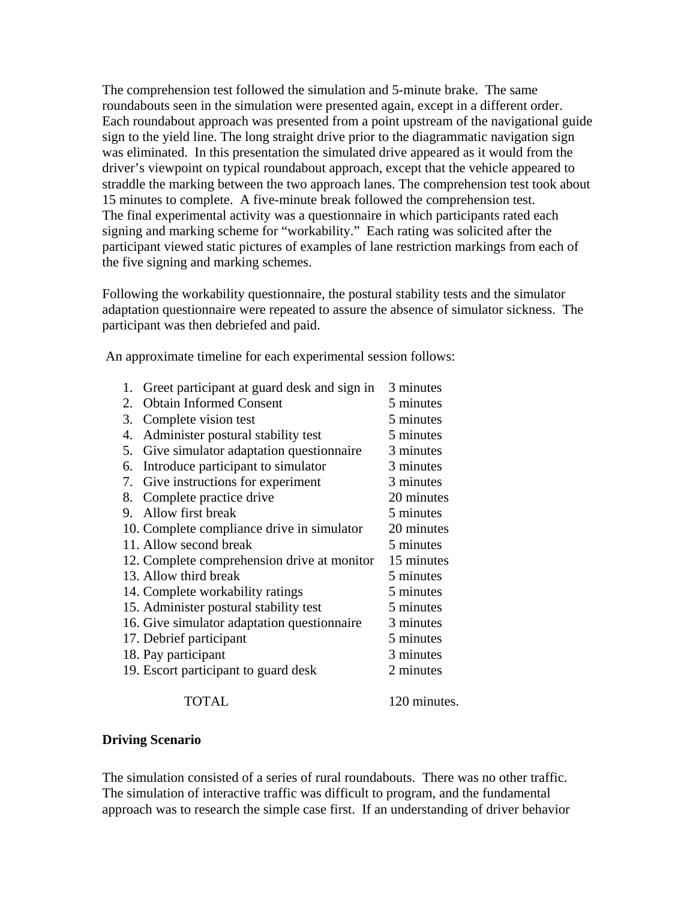The comprehension test followed the simulation and 5-minute brake. The same roundabouts seen in the simulation were presented again, except in a different order. Each roundabout approach was presented from a point upstream of the navigational guide sign to the yield line. The long straight drive prior to the diagrammatic navigation sign was eliminated. In this presentation the simulated drive appeared as it would from the driver's viewpoint on typical roundabout approach, except that the vehicle appeared to straddle the marking between the two approach lanes. The comprehension test took about 15 minutes to complete. A five-minute break followed the comprehension test.
The final experimental activity was a questionnaire in which participants rated each signing and marking scheme for "workability." Each rating was solicited after the participant viewed static pictures of examples of lane restriction markings from each of the five signing and marking schemes.

Following the workability questionnaire, the postural stability tests and the simulator adaptation questionnaire were repeated to assure the absence of simulator sickness. The participant was then debriefed and paid.

An approximate timeline for each experimental session follows:

| Activity | Time |
|---|---|
| 1. Greet participant at guard desk and sign in | 3 minutes |
| 2. Obtain Informed Consent | 5 minutes |
| 3. Complete vision test | 5 minutes |
| 4. Administer postural stability test | 5 minutes |
| 5. Give simulator adaptation questionnaire | 3 minutes |
| 6. Introduce participant to simulator | 3 minutes |
| 7. Give instructions for experiment | 3 minutes |
| 8. Complete practice drive | 20 minutes |
| 9. Allow first break | 5 minutes |
| 10. Complete compliance drive in simulator | 20 minutes |
| 11. Allow second break | 5 minutes |
| 12. Complete comprehension drive at monitor | 15 minutes |
| 13. Allow third break | 5 minutes |
| 14. Complete workability ratings | 5 minutes |
| 15. Administer postural stability test | 5 minutes |
| 16. Give simulator adaptation questionnaire | 3 minutes |
| 17. Debrief participant | 5 minutes |
| 18. Pay participant | 3 minutes |
| 19. Escort participant to guard desk | 2 minutes |
| TOTAL | 120 minutes. |

**Driving Scenario**

The simulation consisted of a series of rural roundabouts. There was no other traffic. The simulation of interactive traffic was difficult to program, and the fundamental approach was to research the simple case first. If an understanding of driver behavior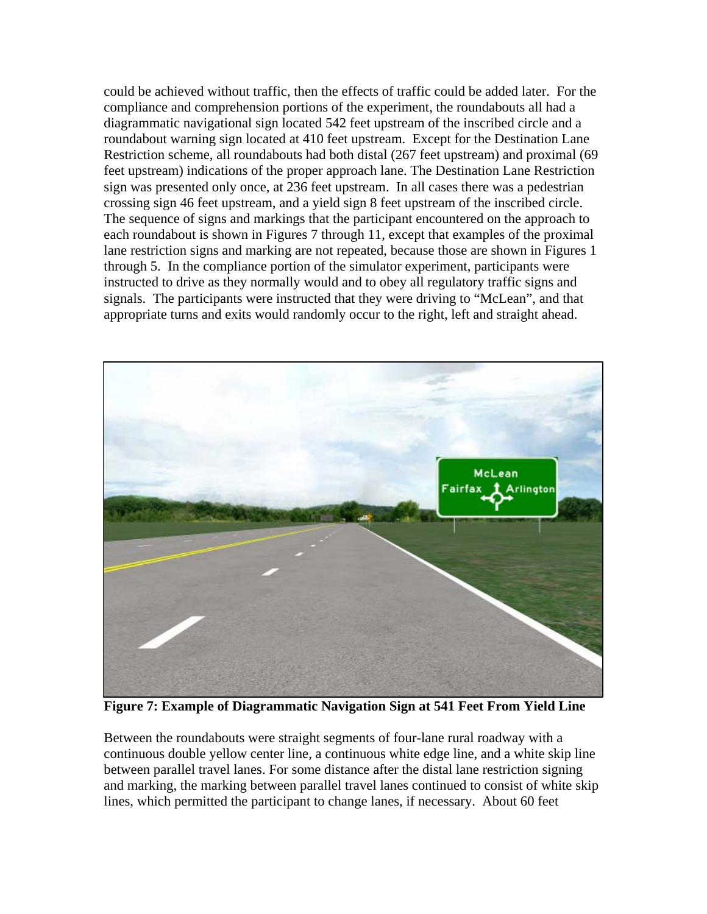could be achieved without traffic, then the effects of traffic could be added later. For the compliance and comprehension portions of the experiment, the roundabouts all had a diagrammatic navigational sign located 542 feet upstream of the inscribed circle and a roundabout warning sign located at 410 feet upstream. Except for the Destination Lane Restriction scheme, all roundabouts had both distal (267 feet upstream) and proximal (69 feet upstream) indications of the proper approach lane. The Destination Lane Restriction sign was presented only once, at 236 feet upstream. In all cases there was a pedestrian crossing sign 46 feet upstream, and a yield sign 8 feet upstream of the inscribed circle. The sequence of signs and markings that the participant encountered on the approach to each roundabout is shown in Figures 7 through 11, except that examples of the proximal lane restriction signs and marking are not repeated, because those are shown in Figures 1 through 5. In the compliance portion of the simulator experiment, participants were instructed to drive as they normally would and to obey all regulatory traffic signs and signals. The participants were instructed that they were driving to "McLean", and that appropriate turns and exits would randomly occur to the right, left and straight ahead.

**Figure 7: Example of Diagrammatic Navigation Sign at 541 Feet From Yield Line**

Between the roundabouts were straight segments of four-lane rural roadway with a continuous double yellow center line, a continuous white edge line, and a white skip line between parallel travel lanes. For some distance after the distal lane restriction signing and marking, the marking between parallel travel lanes continued to consist of white skip lines, which permitted the participant to change lanes, if necessary. About 60 feet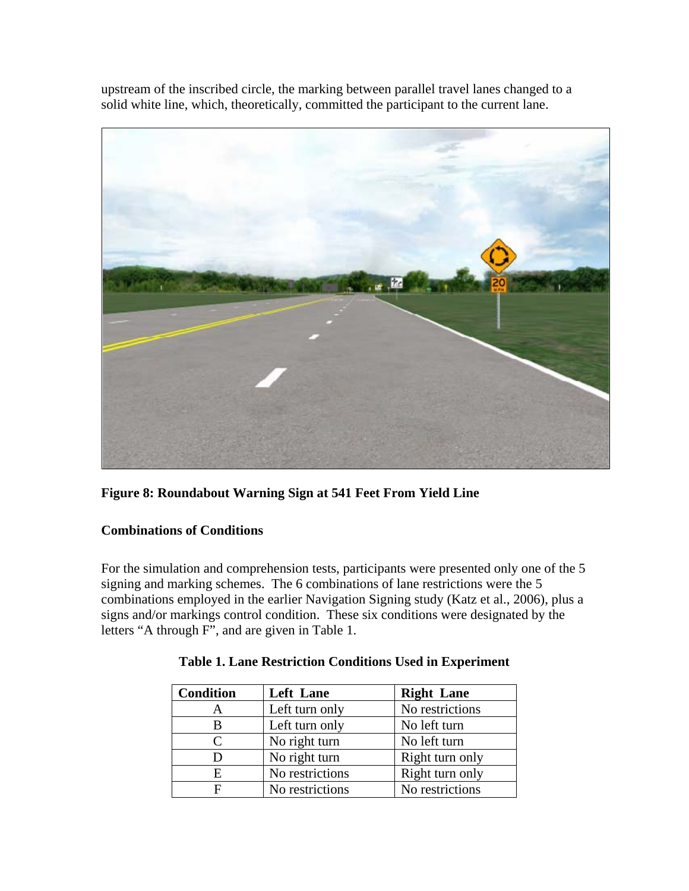upstream of the inscribed circle, the marking between parallel travel lanes changed to a solid white line, which, theoretically, committed the participant to the current lane.

**Figure 8: Roundabout Warning Sign at 541 Feet From Yield Line**

**Combinations of Conditions**

For the simulation and comprehension tests, participants were presented only one of the 5 signing and marking schemes. The 6 combinations of lane restrictions were the 5 combinations employed in the earlier Navigation Signing study (Katz et al., 2006), plus a signs and/or markings control condition. These six conditions were designated by the letters "A through F", and are given in Table 1.

**Table 1. Lane Restriction Conditions Used in Experiment**

| Condition | Left Lane | Right Lane |
|---|---|---|
| A | Left turn only | No restrictions |
| B | Left turn only | No left turn |
| C | No right turn | No left turn |
| D | No right turn | Right turn only |
| E | No restrictions | Right turn only |
| F | No restrictions | No restrictions |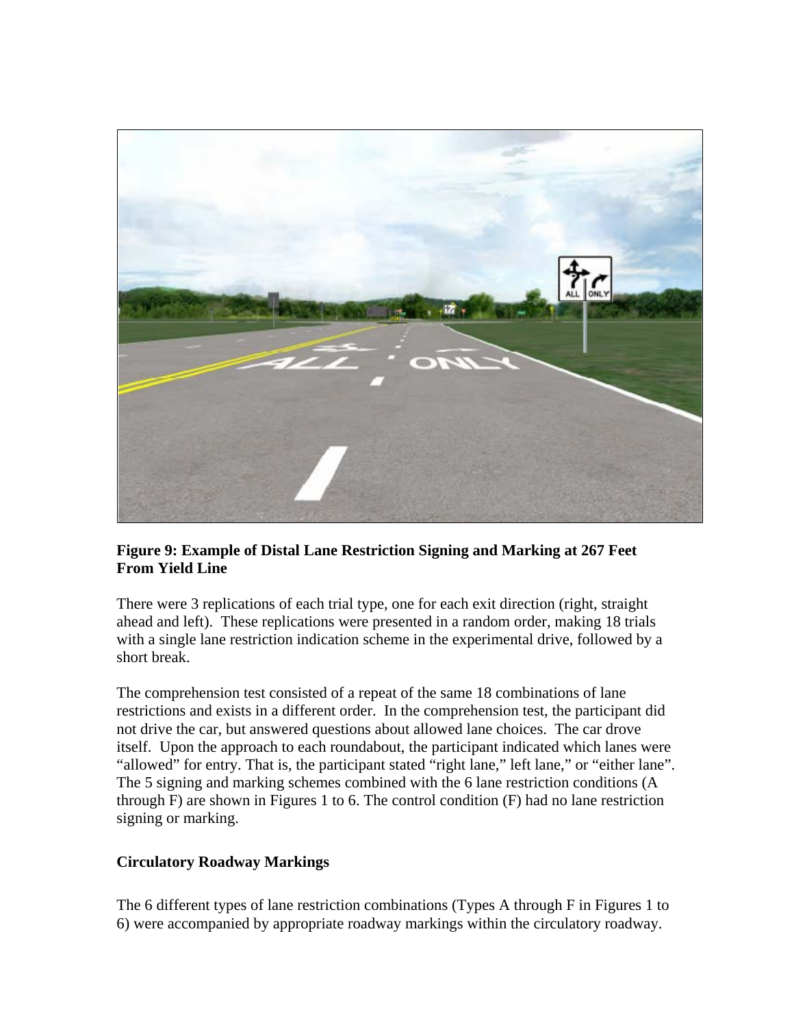**Figure 9: Example of Distal Lane Restriction Signing and Marking at 267 Feet From Yield Line**

There were 3 replications of each trial type, one for each exit direction (right, straight ahead and left). These replications were presented in a random order, making 18 trials with a single lane restriction indication scheme in the experimental drive, followed by a short break.

The comprehension test consisted of a repeat of the same 18 combinations of lane restrictions and exists in a different order. In the comprehension test, the participant did not drive the car, but answered questions about allowed lane choices. The car drove itself. Upon the approach to each roundabout, the participant indicated which lanes were "allowed" for entry. That is, the participant stated "right lane," left lane," or "either lane". The 5 signing and marking schemes combined with the 6 lane restriction conditions (A through F) are shown in Figures 1 to 6. The control condition (F) had no lane restriction signing or marking.

## Circulatory Roadway Markings

The 6 different types of lane restriction combinations (Types A through F in Figures 1 to 6) were accompanied by appropriate roadway markings within the circulatory roadway.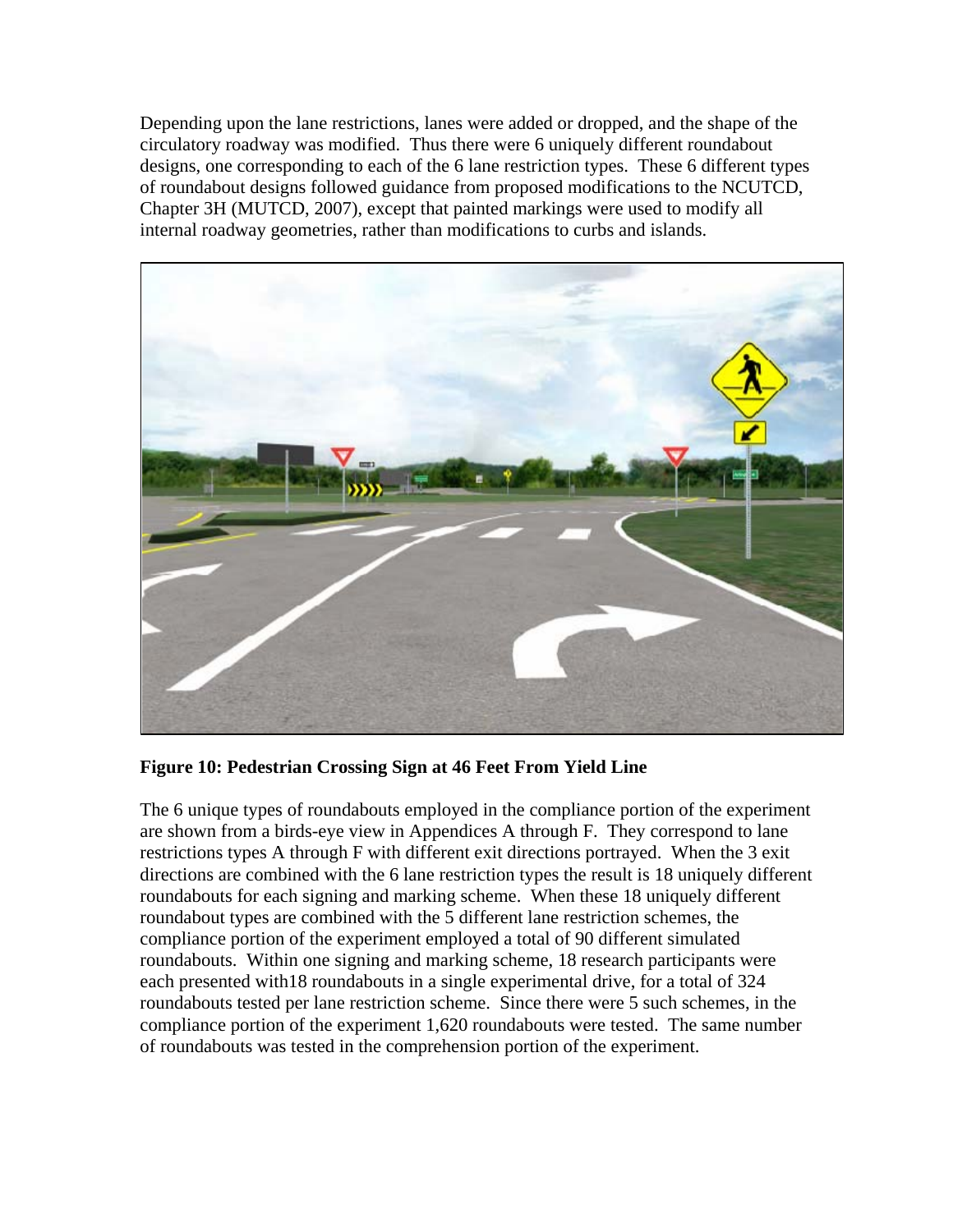Depending upon the lane restrictions, lanes were added or dropped, and the shape of the circulatory roadway was modified. Thus there were 6 uniquely different roundabout designs, one corresponding to each of the 6 lane restriction types. These 6 different types of roundabout designs followed guidance from proposed modifications to the NCUTCD, Chapter 3H (MUTCD, 2007), except that painted markings were used to modify all internal roadway geometries, rather than modifications to curbs and islands.

**Figure 10: Pedestrian Crossing Sign at 46 Feet From Yield Line**

The 6 unique types of roundabouts employed in the compliance portion of the experiment are shown from a birds-eye view in Appendices A through F. They correspond to lane restrictions types A through F with different exit directions portrayed. When the 3 exit directions are combined with the 6 lane restriction types the result is 18 uniquely different roundabouts for each signing and marking scheme. When these 18 uniquely different roundabout types are combined with the 5 different lane restriction schemes, the compliance portion of the experiment employed a total of 90 different simulated roundabouts. Within one signing and marking scheme, 18 research participants were each presented with18 roundabouts in a single experimental drive, for a total of 324 roundabouts tested per lane restriction scheme. Since there were 5 such schemes, in the compliance portion of the experiment 1,620 roundabouts were tested. The same number of roundabouts was tested in the comprehension portion of the experiment.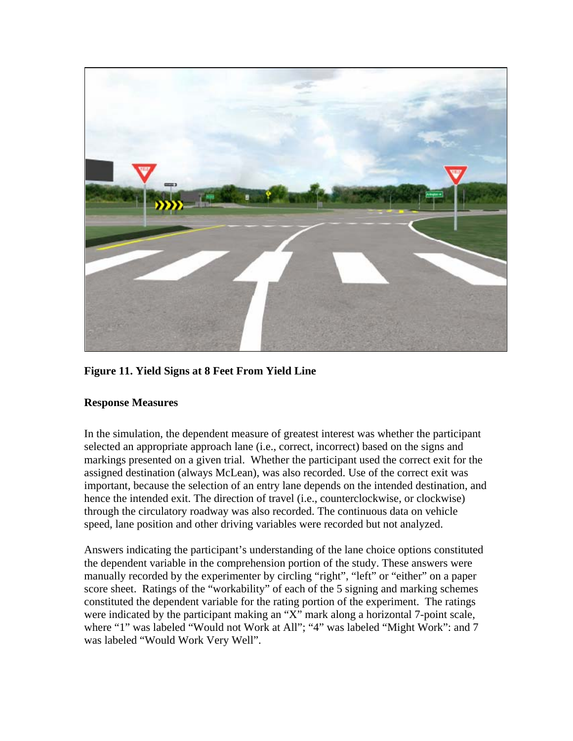**Figure 11. Yield Signs at 8 Feet From Yield Line**

**Response Measures**

In the simulation, the dependent measure of greatest interest was whether the participant selected an appropriate approach lane (i.e., correct, incorrect) based on the signs and markings presented on a given trial. Whether the participant used the correct exit for the assigned destination (always McLean), was also recorded. Use of the correct exit was important, because the selection of an entry lane depends on the intended destination, and hence the intended exit. The direction of travel (i.e., counterclockwise, or clockwise) through the circulatory roadway was also recorded. The continuous data on vehicle speed, lane position and other driving variables were recorded but not analyzed.

Answers indicating the participant's understanding of the lane choice options constituted the dependent variable in the comprehension portion of the study. These answers were manually recorded by the experimenter by circling "right", "left" or "either" on a paper score sheet. Ratings of the "workability" of each of the 5 signing and marking schemes constituted the dependent variable for the rating portion of the experiment. The ratings were indicated by the participant making an "X" mark along a horizontal 7-point scale, where "1" was labeled "Would not Work at All"; "4" was labeled "Might Work": and 7 was labeled "Would Work Very Well".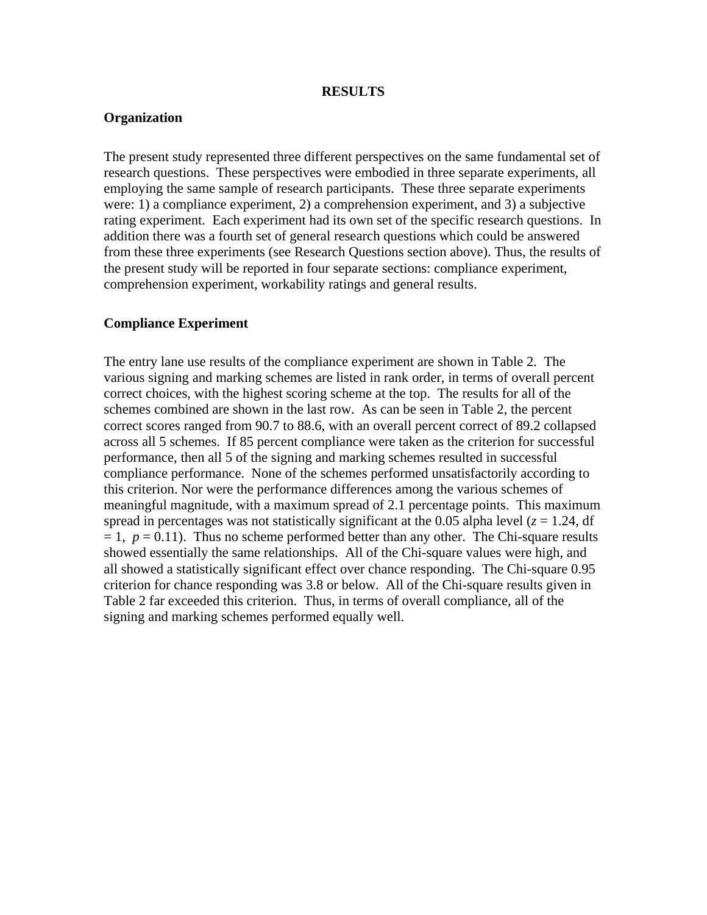# RESULTS

## Organization

The present study represented three different perspectives on the same fundamental set of research questions. These perspectives were embodied in three separate experiments, all employing the same sample of research participants. These three separate experiments were: 1) a compliance experiment, 2) a comprehension experiment, and 3) a subjective rating experiment. Each experiment had its own set of the specific research questions. In addition there was a fourth set of general research questions which could be answered from these three experiments (see Research Questions section above). Thus, the results of the present study will be reported in four separate sections: compliance experiment, comprehension experiment, workability ratings and general results.

## Compliance Experiment

The entry lane use results of the compliance experiment are shown in Table 2. The various signing and marking schemes are listed in rank order, in terms of overall percent correct choices, with the highest scoring scheme at the top. The results for all of the schemes combined are shown in the last row. As can be seen in Table 2, the percent correct scores ranged from 90.7 to 88.6, with an overall percent correct of 89.2 collapsed across all 5 schemes. If 85 percent compliance were taken as the criterion for successful performance, then all 5 of the signing and marking schemes resulted in successful compliance performance. None of the schemes performed unsatisfactorily according to this criterion. Nor were the performance differences among the various schemes of meaningful magnitude, with a maximum spread of 2.1 percentage points. This maximum spread in percentages was not statistically significant at the 0.05 alpha level ($z = 1.24$, df $= 1$, $p = 0.11$). Thus no scheme performed better than any other. The Chi-square results showed essentially the same relationships. All of the Chi-square values were high, and all showed a statistically significant effect over chance responding. The Chi-square 0.95 criterion for chance responding was 3.8 or below. All of the Chi-square results given in Table 2 far exceeded this criterion. Thus, in terms of overall compliance, all of the signing and marking schemes performed equally well.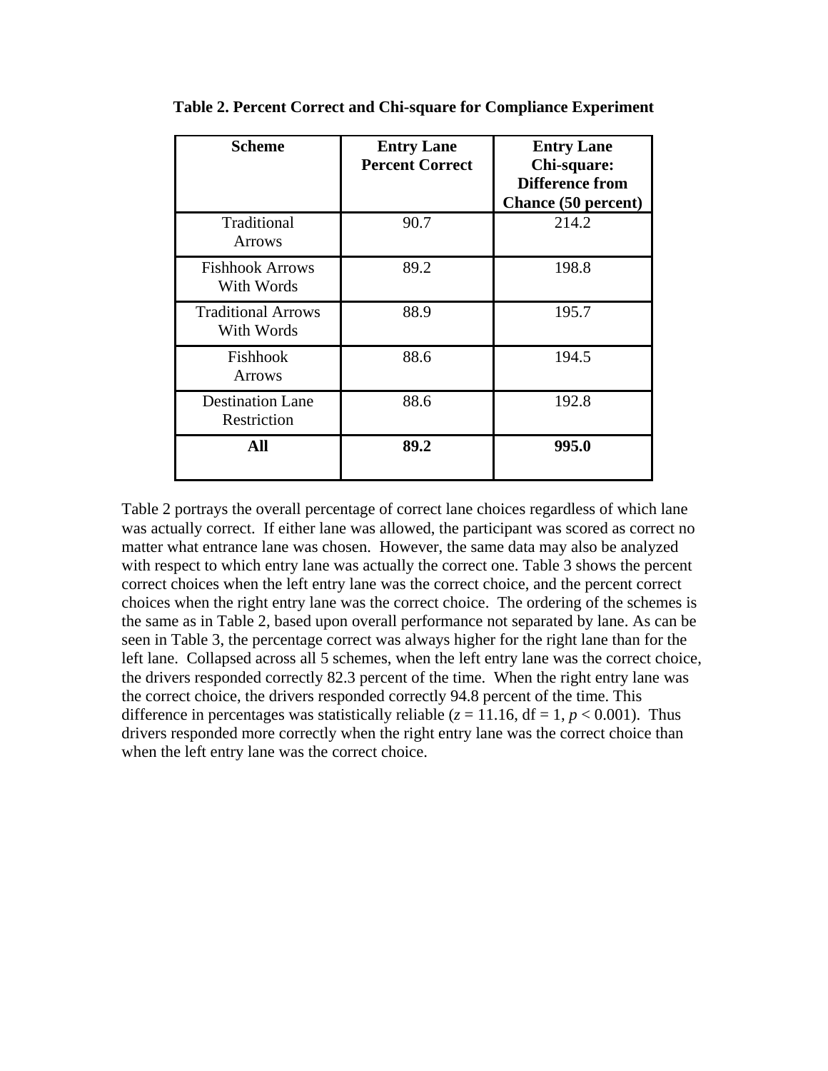**Table 2. Percent Correct and Chi-square for Compliance Experiment**

| Scheme | Entry Lane Percent Correct | Entry Lane Chi-square: Difference from Chance (50 percent) |
|---|---|---|
| Traditional Arrows | 90.7 | 214.2 |
| Fishhook Arrows With Words | 89.2 | 198.8 |
| Traditional Arrows With Words | 88.9 | 195.7 |
| Fishhook Arrows | 88.6 | 194.5 |
| Destination Lane Restriction | 88.6 | 192.8 |
| **All** | **89.2** | **995.0** |

Table 2 portrays the overall percentage of correct lane choices regardless of which lane was actually correct. If either lane was allowed, the participant was scored as correct no matter what entrance lane was chosen. However, the same data may also be analyzed with respect to which entry lane was actually the correct one. Table 3 shows the percent correct choices when the left entry lane was the correct choice, and the percent correct choices when the right entry lane was the correct choice. The ordering of the schemes is the same as in Table 2, based upon overall performance not separated by lane. As can be seen in Table 3, the percentage correct was always higher for the right lane than for the left lane. Collapsed across all 5 schemes, when the left entry lane was the correct choice, the drivers responded correctly 82.3 percent of the time. When the right entry lane was the correct choice, the drivers responded correctly 94.8 percent of the time. This difference in percentages was statistically reliable ($z = 11.16$, df = 1, $p < 0.001$). Thus drivers responded more correctly when the right entry lane was the correct choice than when the left entry lane was the correct choice.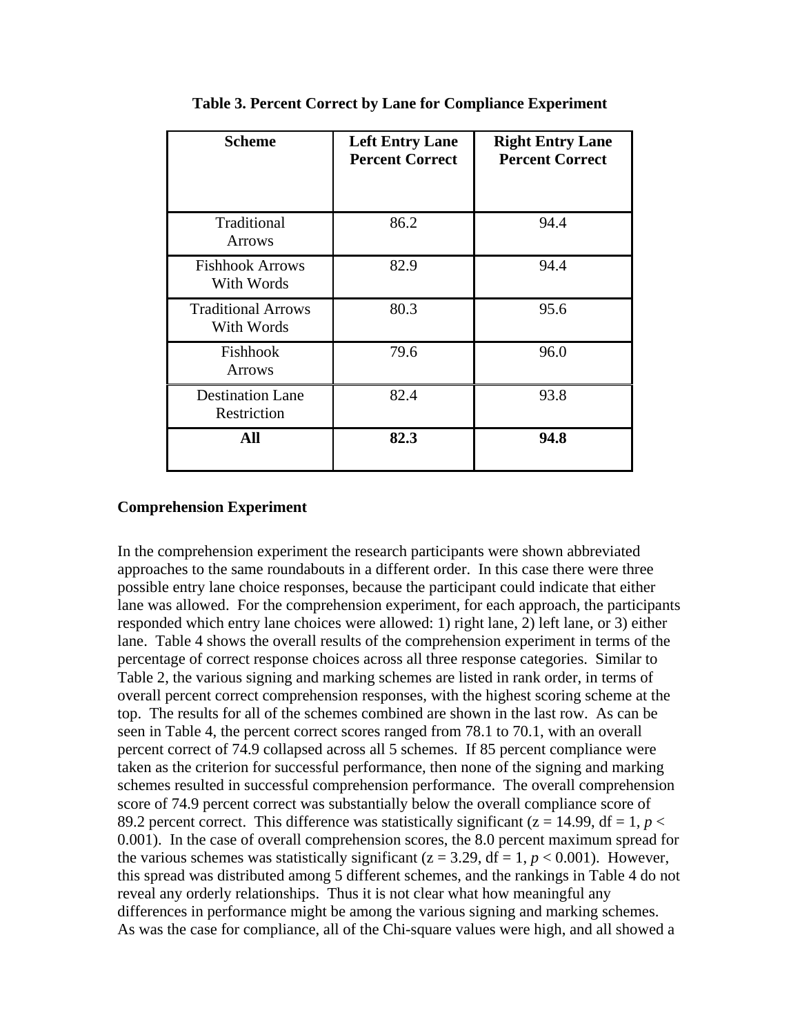**Table 3. Percent Correct by Lane for Compliance Experiment**

| Scheme | Left Entry Lane Percent Correct | Right Entry Lane Percent Correct |
|---|---|---|
| Traditional Arrows | 86.2 | 94.4 |
| Fishhook Arrows With Words | 82.9 | 94.4 |
| Traditional Arrows With Words | 80.3 | 95.6 |
| Fishhook Arrows | 79.6 | 96.0 |
| Destination Lane Restriction | 82.4 | 93.8 |
| **All** | **82.3** | **94.8** |

**Comprehension Experiment**

In the comprehension experiment the research participants were shown abbreviated approaches to the same roundabouts in a different order. In this case there were three possible entry lane choice responses, because the participant could indicate that either lane was allowed. For the comprehension experiment, for each approach, the participants responded which entry lane choices were allowed: 1) right lane, 2) left lane, or 3) either lane. Table 4 shows the overall results of the comprehension experiment in terms of the percentage of correct response choices across all three response categories. Similar to Table 2, the various signing and marking schemes are listed in rank order, in terms of overall percent correct comprehension responses, with the highest scoring scheme at the top. The results for all of the schemes combined are shown in the last row. As can be seen in Table 4, the percent correct scores ranged from 78.1 to 70.1, with an overall percent correct of 74.9 collapsed across all 5 schemes. If 85 percent compliance were taken as the criterion for successful performance, then none of the signing and marking schemes resulted in successful comprehension performance. The overall comprehension score of 74.9 percent correct was substantially below the overall compliance score of 89.2 percent correct. This difference was statistically significant ($z = 14.99$, $df = 1$, $p < 0.001$). In the case of overall comprehension scores, the 8.0 percent maximum spread for the various schemes was statistically significant ($z = 3.29$, $df = 1$, $p < 0.001$). However, this spread was distributed among 5 different schemes, and the rankings in Table 4 do not reveal any orderly relationships. Thus it is not clear what how meaningful any differences in performance might be among the various signing and marking schemes. As was the case for compliance, all of the Chi-square values were high, and all showed a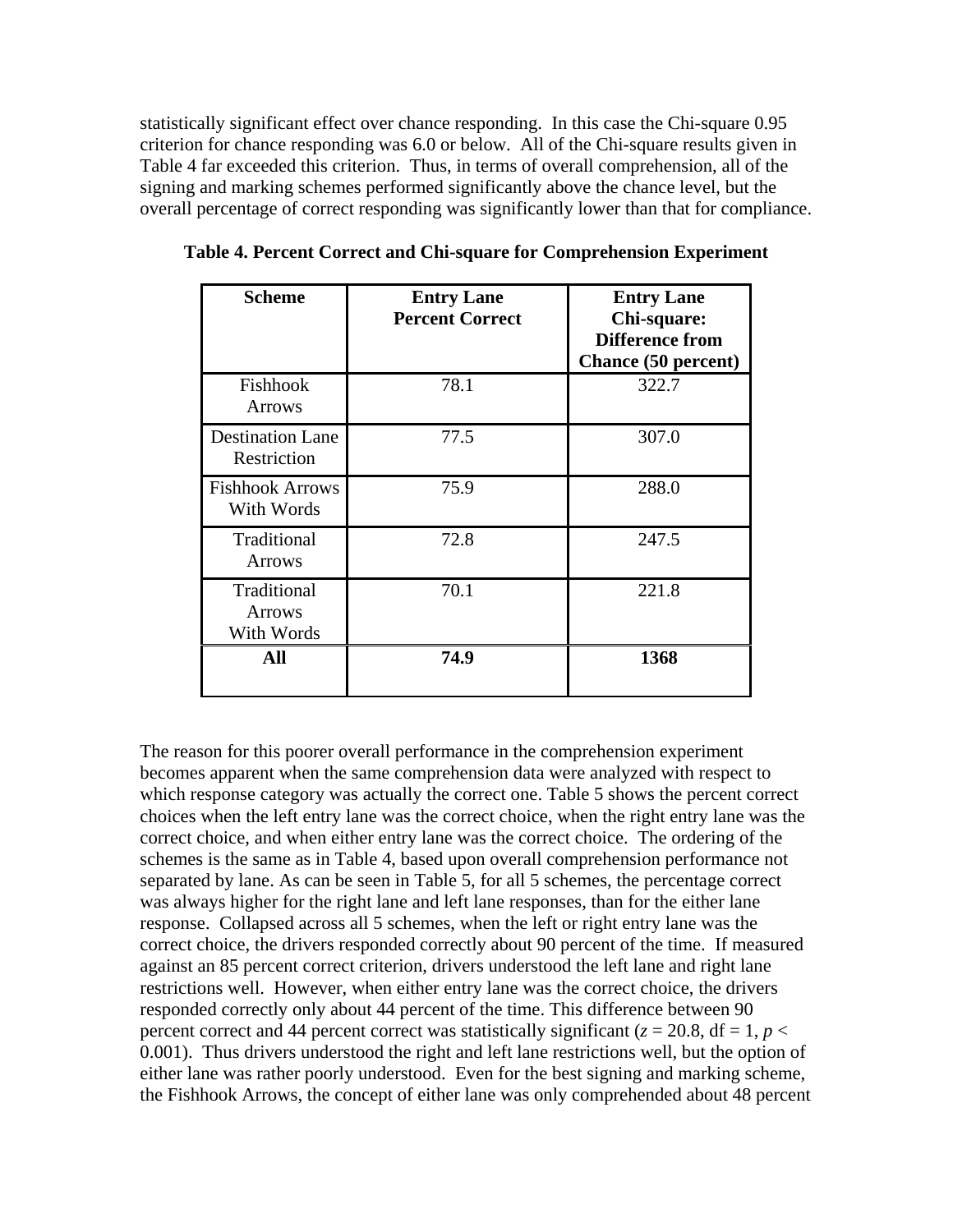statistically significant effect over chance responding. In this case the Chi-square 0.95 criterion for chance responding was 6.0 or below. All of the Chi-square results given in Table 4 far exceeded this criterion. Thus, in terms of overall comprehension, all of the signing and marking schemes performed significantly above the chance level, but the overall percentage of correct responding was significantly lower than that for compliance.

**Table 4. Percent Correct and Chi-square for Comprehension Experiment**

| Scheme | Entry Lane Percent Correct | Entry Lane Chi-square: Difference from Chance (50 percent) |
|---|---|---|
| Fishhook Arrows | 78.1 | 322.7 |
| Destination Lane Restriction | 77.5 | 307.0 |
| Fishhook Arrows With Words | 75.9 | 288.0 |
| Traditional Arrows | 72.8 | 247.5 |
| Traditional Arrows With Words | 70.1 | 221.8 |
| **All** | **74.9** | **1368** |

The reason for this poorer overall performance in the comprehension experiment becomes apparent when the same comprehension data were analyzed with respect to which response category was actually the correct one. Table 5 shows the percent correct choices when the left entry lane was the correct choice, when the right entry lane was the correct choice, and when either entry lane was the correct choice. The ordering of the schemes is the same as in Table 4, based upon overall comprehension performance not separated by lane. As can be seen in Table 5, for all 5 schemes, the percentage correct was always higher for the right lane and left lane responses, than for the either lane response. Collapsed across all 5 schemes, when the left or right entry lane was the correct choice, the drivers responded correctly about 90 percent of the time. If measured against an 85 percent correct criterion, drivers understood the left lane and right lane restrictions well. However, when either entry lane was the correct choice, the drivers responded correctly only about 44 percent of the time. This difference between 90 percent correct and 44 percent correct was statistically significant ($z = 20.8$, df = 1, $p < 0.001$). Thus drivers understood the right and left lane restrictions well, but the option of either lane was rather poorly understood. Even for the best signing and marking scheme, the Fishhook Arrows, the concept of either lane was only comprehended about 48 percent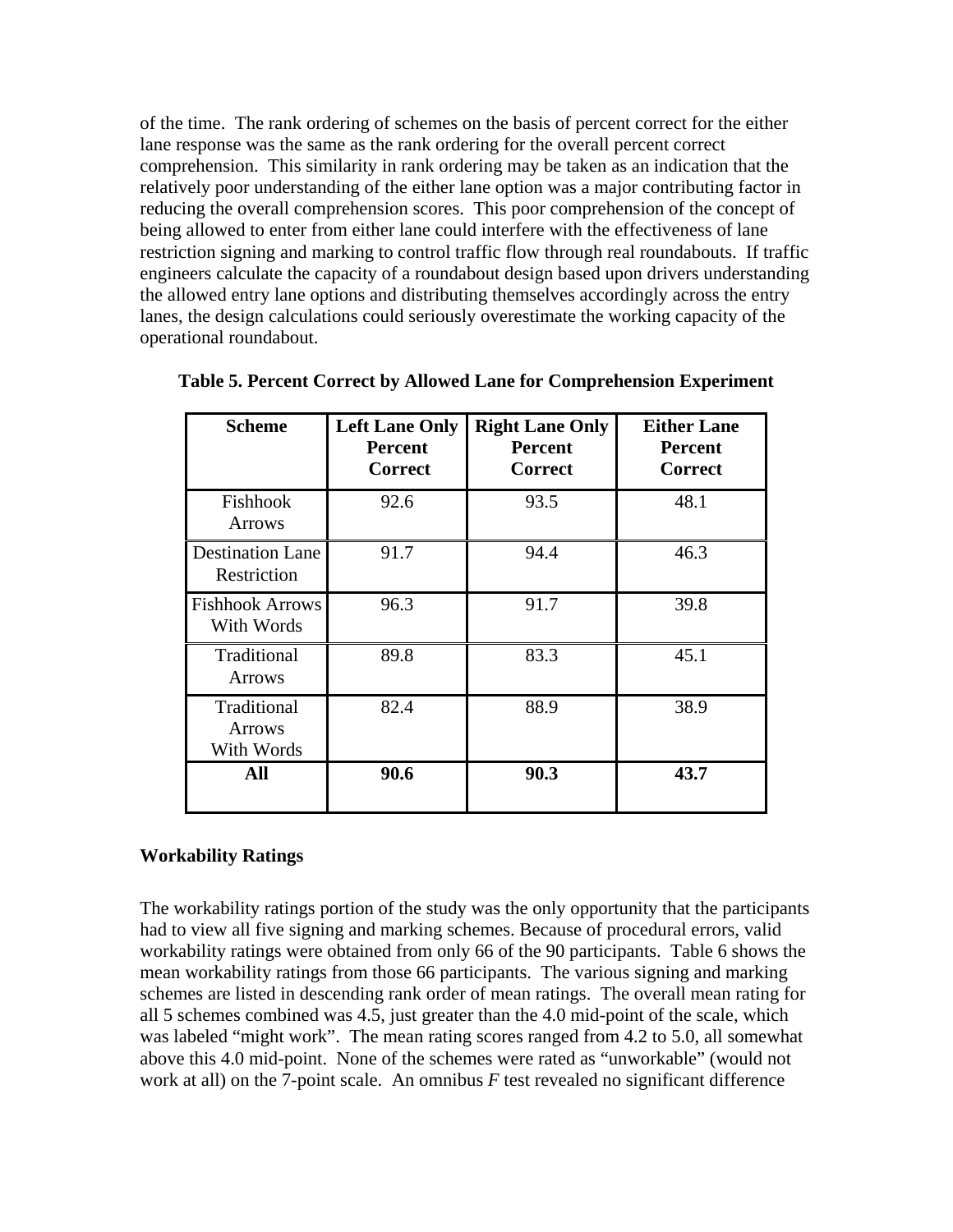of the time. The rank ordering of schemes on the basis of percent correct for the either lane response was the same as the rank ordering for the overall percent correct comprehension. This similarity in rank ordering may be taken as an indication that the relatively poor understanding of the either lane option was a major contributing factor in reducing the overall comprehension scores. This poor comprehension of the concept of being allowed to enter from either lane could interfere with the effectiveness of lane restriction signing and marking to control traffic flow through real roundabouts. If traffic engineers calculate the capacity of a roundabout design based upon drivers understanding the allowed entry lane options and distributing themselves accordingly across the entry lanes, the design calculations could seriously overestimate the working capacity of the operational roundabout.

**Table 5. Percent Correct by Allowed Lane for Comprehension Experiment**

| Scheme | Left Lane Only Percent Correct | Right Lane Only Percent Correct | Either Lane Percent Correct |
|---|---|---|---|
| Fishhook Arrows | 92.6 | 93.5 | 48.1 |
| Destination Lane Restriction | 91.7 | 94.4 | 46.3 |
| Fishhook Arrows With Words | 96.3 | 91.7 | 39.8 |
| Traditional Arrows | 89.8 | 83.3 | 45.1 |
| Traditional Arrows With Words | 82.4 | 88.9 | 38.9 |
| **All** | **90.6** | **90.3** | **43.7** |

**Workability Ratings**

The workability ratings portion of the study was the only opportunity that the participants had to view all five signing and marking schemes. Because of procedural errors, valid workability ratings were obtained from only 66 of the 90 participants. Table 6 shows the mean workability ratings from those 66 participants. The various signing and marking schemes are listed in descending rank order of mean ratings. The overall mean rating for all 5 schemes combined was 4.5, just greater than the 4.0 mid-point of the scale, which was labeled "might work". The mean rating scores ranged from 4.2 to 5.0, all somewhat above this 4.0 mid-point. None of the schemes were rated as "unworkable" (would not work at all) on the 7-point scale. An omnibus $F$ test revealed no significant difference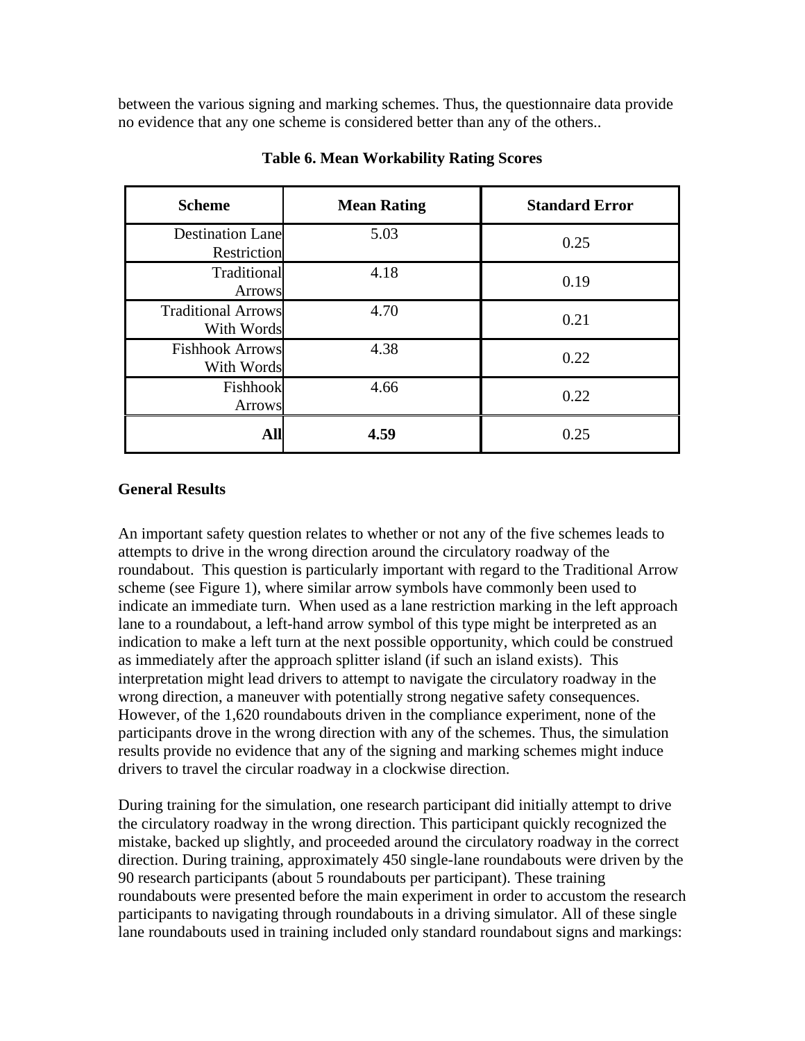between the various signing and marking schemes. Thus, the questionnaire data provide no evidence that any one scheme is considered better than any of the others..

**Table 6. Mean Workability Rating Scores**

| Scheme | Mean Rating | Standard Error |
|---|---|---|
| Destination Lane Restriction | 5.03 | 0.25 |
| Traditional Arrows | 4.18 | 0.19 |
| Traditional Arrows With Words | 4.70 | 0.21 |
| Fishhook Arrows With Words | 4.38 | 0.22 |
| Fishhook Arrows | 4.66 | 0.22 |
| **All** | **4.59** | 0.25 |

**General Results**

An important safety question relates to whether or not any of the five schemes leads to attempts to drive in the wrong direction around the circulatory roadway of the roundabout. This question is particularly important with regard to the Traditional Arrow scheme (see Figure 1), where similar arrow symbols have commonly been used to indicate an immediate turn. When used as a lane restriction marking in the left approach lane to a roundabout, a left-hand arrow symbol of this type might be interpreted as an indication to make a left turn at the next possible opportunity, which could be construed as immediately after the approach splitter island (if such an island exists). This interpretation might lead drivers to attempt to navigate the circulatory roadway in the wrong direction, a maneuver with potentially strong negative safety consequences. However, of the 1,620 roundabouts driven in the compliance experiment, none of the participants drove in the wrong direction with any of the schemes. Thus, the simulation results provide no evidence that any of the signing and marking schemes might induce drivers to travel the circular roadway in a clockwise direction.

During training for the simulation, one research participant did initially attempt to drive the circulatory roadway in the wrong direction. This participant quickly recognized the mistake, backed up slightly, and proceeded around the circulatory roadway in the correct direction. During training, approximately 450 single-lane roundabouts were driven by the 90 research participants (about 5 roundabouts per participant). These training roundabouts were presented before the main experiment in order to accustom the research participants to navigating through roundabouts in a driving simulator. All of these single lane roundabouts used in training included only standard roundabout signs and markings: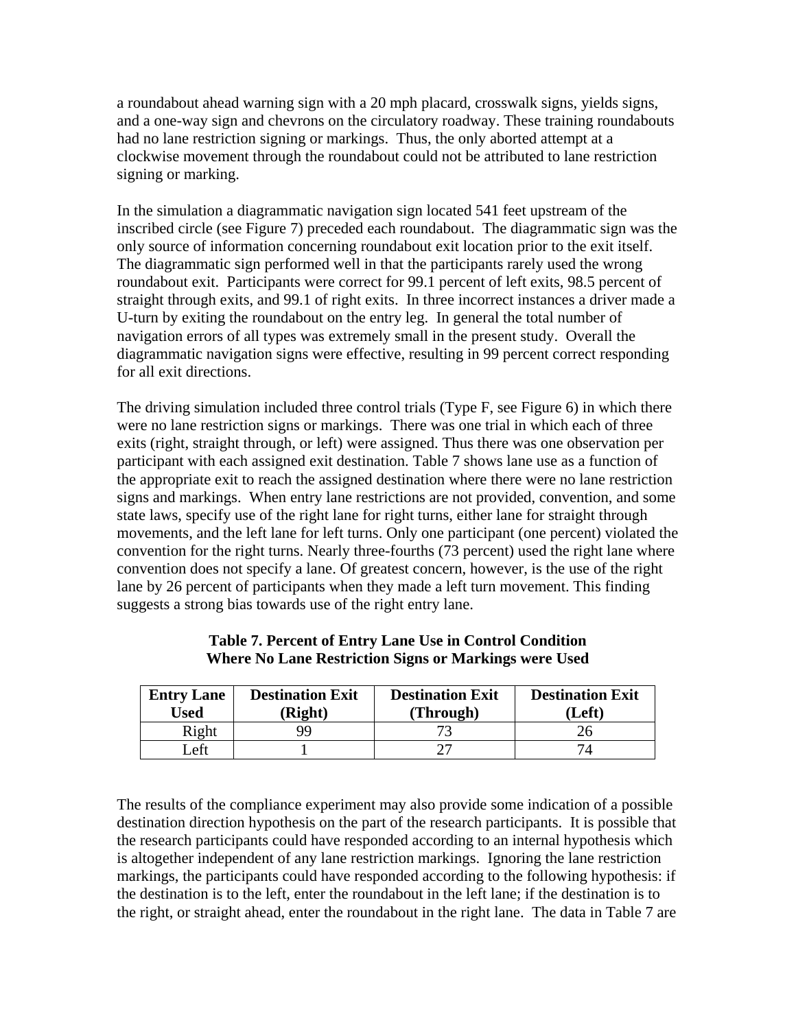a roundabout ahead warning sign with a 20 mph placard, crosswalk signs, yields signs, and a one-way sign and chevrons on the circulatory roadway. These training roundabouts had no lane restriction signing or markings. Thus, the only aborted attempt at a clockwise movement through the roundabout could not be attributed to lane restriction signing or marking.

In the simulation a diagrammatic navigation sign located 541 feet upstream of the inscribed circle (see Figure 7) preceded each roundabout. The diagrammatic sign was the only source of information concerning roundabout exit location prior to the exit itself. The diagrammatic sign performed well in that the participants rarely used the wrong roundabout exit. Participants were correct for 99.1 percent of left exits, 98.5 percent of straight through exits, and 99.1 of right exits. In three incorrect instances a driver made a U-turn by exiting the roundabout on the entry leg. In general the total number of navigation errors of all types was extremely small in the present study. Overall the diagrammatic navigation signs were effective, resulting in 99 percent correct responding for all exit directions.

The driving simulation included three control trials (Type F, see Figure 6) in which there were no lane restriction signs or markings. There was one trial in which each of three exits (right, straight through, or left) were assigned. Thus there was one observation per participant with each assigned exit destination. Table 7 shows lane use as a function of the appropriate exit to reach the assigned destination where there were no lane restriction signs and markings. When entry lane restrictions are not provided, convention, and some state laws, specify use of the right lane for right turns, either lane for straight through movements, and the left lane for left turns. Only one participant (one percent) violated the convention for the right turns. Nearly three-fourths (73 percent) used the right lane where convention does not specify a lane. Of greatest concern, however, is the use of the right lane by 26 percent of participants when they made a left turn movement. This finding suggests a strong bias towards use of the right entry lane.

**Table 7. Percent of Entry Lane Use in Control Condition Where No Lane Restriction Signs or Markings were Used**

| Entry Lane Used | Destination Exit (Right) | Destination Exit (Through) | Destination Exit (Left) |
|---|---|---|---|
| Right | 99 | 73 | 26 |
| Left | 1 | 27 | 74 |

The results of the compliance experiment may also provide some indication of a possible destination direction hypothesis on the part of the research participants. It is possible that the research participants could have responded according to an internal hypothesis which is altogether independent of any lane restriction markings. Ignoring the lane restriction markings, the participants could have responded according to the following hypothesis: if the destination is to the left, enter the roundabout in the left lane; if the destination is to the right, or straight ahead, enter the roundabout in the right lane. The data in Table 7 are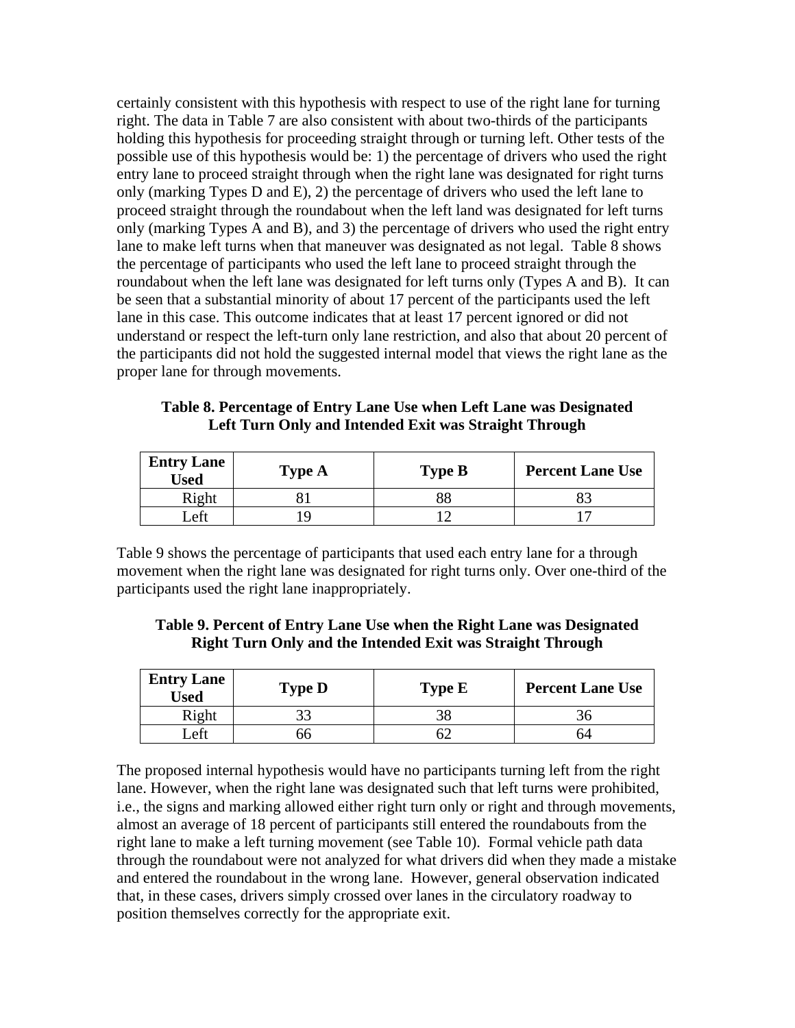certainly consistent with this hypothesis with respect to use of the right lane for turning right. The data in Table 7 are also consistent with about two-thirds of the participants holding this hypothesis for proceeding straight through or turning left. Other tests of the possible use of this hypothesis would be: 1) the percentage of drivers who used the right entry lane to proceed straight through when the right lane was designated for right turns only (marking Types D and E), 2) the percentage of drivers who used the left lane to proceed straight through the roundabout when the left land was designated for left turns only (marking Types A and B), and 3) the percentage of drivers who used the right entry lane to make left turns when that maneuver was designated as not legal. Table 8 shows the percentage of participants who used the left lane to proceed straight through the roundabout when the left lane was designated for left turns only (Types A and B). It can be seen that a substantial minority of about 17 percent of the participants used the left lane in this case. This outcome indicates that at least 17 percent ignored or did not understand or respect the left-turn only lane restriction, and also that about 20 percent of the participants did not hold the suggested internal model that views the right lane as the proper lane for through movements.

**Table 8. Percentage of Entry Lane Use when Left Lane was Designated Left Turn Only and Intended Exit was Straight Through**

| Entry Lane Used | Type A | Type B | Percent Lane Use |
|---|---|---|---|
| Right | 81 | 88 | 83 |
| Left | 19 | 12 | 17 |

Table 9 shows the percentage of participants that used each entry lane for a through movement when the right lane was designated for right turns only. Over one-third of the participants used the right lane inappropriately.

**Table 9. Percent of Entry Lane Use when the Right Lane was Designated Right Turn Only and the Intended Exit was Straight Through**

| Entry Lane Used | Type D | Type E | Percent Lane Use |
|---|---|---|---|
| Right | 33 | 38 | 36 |
| Left | 66 | 62 | 64 |

The proposed internal hypothesis would have no participants turning left from the right lane. However, when the right lane was designated such that left turns were prohibited, i.e., the signs and marking allowed either right turn only or right and through movements, almost an average of 18 percent of participants still entered the roundabouts from the right lane to make a left turning movement (see Table 10). Formal vehicle path data through the roundabout were not analyzed for what drivers did when they made a mistake and entered the roundabout in the wrong lane. However, general observation indicated that, in these cases, drivers simply crossed over lanes in the circulatory roadway to position themselves correctly for the appropriate exit.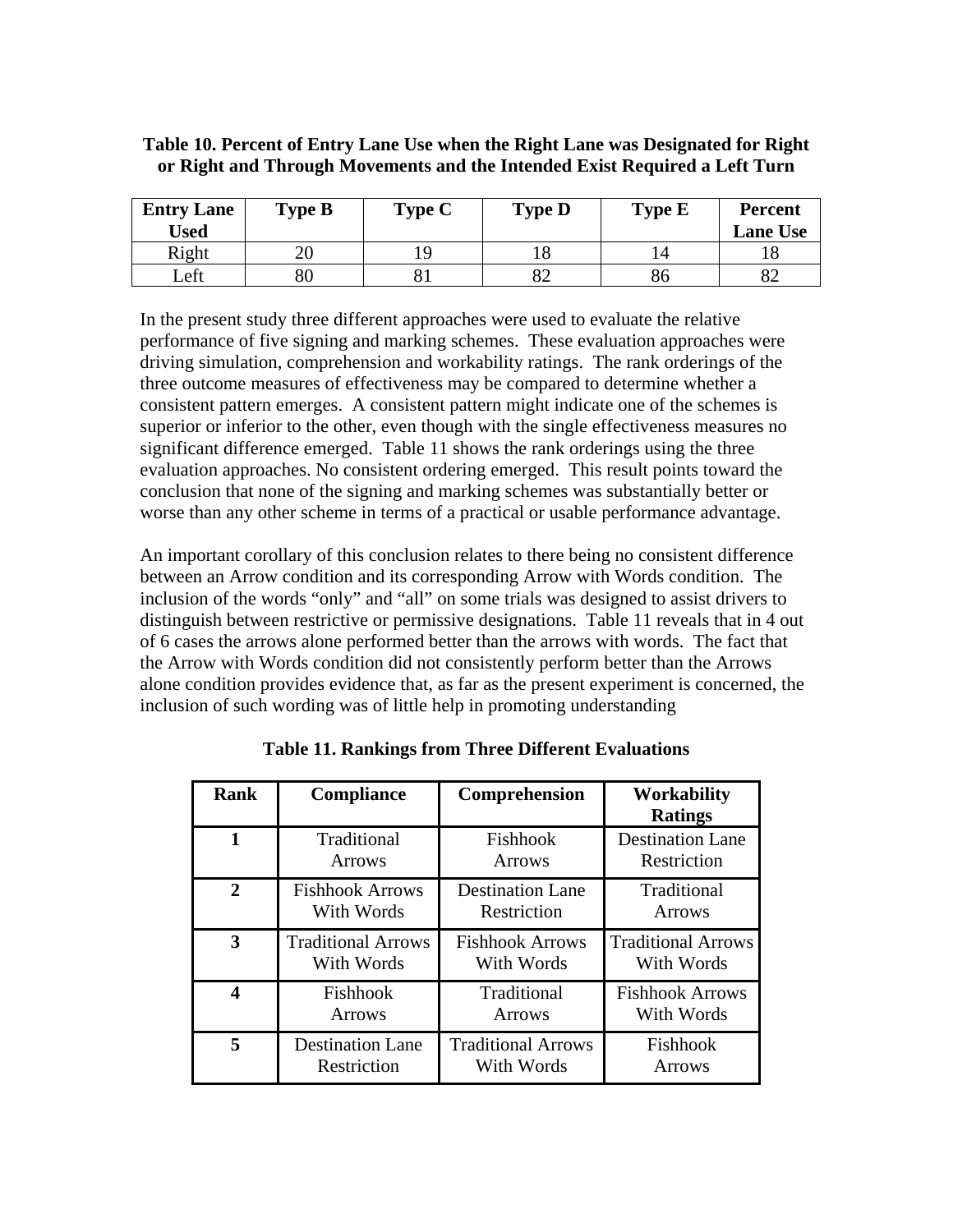**Table 10. Percent of Entry Lane Use when the Right Lane was Designated for Right or Right and Through Movements and the Intended Exist Required a Left Turn**

| Entry Lane Used | Type B | Type C | Type D | Type E | Percent Lane Use |
|---|---|---|---|---|---|
| Right | 20 | 19 | 18 | 14 | 18 |
| Left | 80 | 81 | 82 | 86 | 82 |

In the present study three different approaches were used to evaluate the relative performance of five signing and marking schemes. These evaluation approaches were driving simulation, comprehension and workability ratings. The rank orderings of the three outcome measures of effectiveness may be compared to determine whether a consistent pattern emerges. A consistent pattern might indicate one of the schemes is superior or inferior to the other, even though with the single effectiveness measures no significant difference emerged. Table 11 shows the rank orderings using the three evaluation approaches. No consistent ordering emerged. This result points toward the conclusion that none of the signing and marking schemes was substantially better or worse than any other scheme in terms of a practical or usable performance advantage.

An important corollary of this conclusion relates to there being no consistent difference between an Arrow condition and its corresponding Arrow with Words condition. The inclusion of the words "only" and "all" on some trials was designed to assist drivers to distinguish between restrictive or permissive designations. Table 11 reveals that in 4 out of 6 cases the arrows alone performed better than the arrows with words. The fact that the Arrow with Words condition did not consistently perform better than the Arrows alone condition provides evidence that, as far as the present experiment is concerned, the inclusion of such wording was of little help in promoting understanding

**Table 11. Rankings from Three Different Evaluations**

| Rank | Compliance | Comprehension | Workability Ratings |
|---|---|---|---|
| **1** | Traditional Arrows | Fishhook Arrows | Destination Lane Restriction |
| **2** | Fishhook Arrows With Words | Destination Lane Restriction | Traditional Arrows |
| **3** | Traditional Arrows With Words | Fishhook Arrows With Words | Traditional Arrows With Words |
| **4** | Fishhook Arrows | Traditional Arrows | Fishhook Arrows With Words |
| **5** | Destination Lane Restriction | Traditional Arrows With Words | Fishhook Arrows |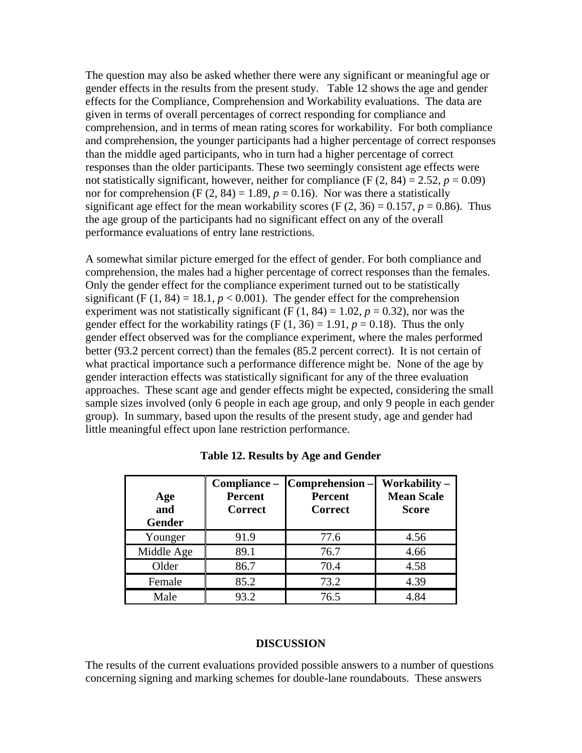The question may also be asked whether there were any significant or meaningful age or gender effects in the results from the present study. Table 12 shows the age and gender effects for the Compliance, Comprehension and Workability evaluations. The data are given in terms of overall percentages of correct responding for compliance and comprehension, and in terms of mean rating scores for workability. For both compliance and comprehension, the younger participants had a higher percentage of correct responses than the middle aged participants, who in turn had a higher percentage of correct responses than the older participants. These two seemingly consistent age effects were not statistically significant, however, neither for compliance ($F(2, 84) = 2.52$, $p = 0.09$) nor for comprehension ($F(2, 84) = 1.89$, $p = 0.16$). Nor was there a statistically significant age effect for the mean workability scores ($F(2, 36) = 0.157$, $p = 0.86$). Thus the age group of the participants had no significant effect on any of the overall performance evaluations of entry lane restrictions.

A somewhat similar picture emerged for the effect of gender. For both compliance and comprehension, the males had a higher percentage of correct responses than the females. Only the gender effect for the compliance experiment turned out to be statistically significant ($F(1, 84) = 18.1$, $p < 0.001$). The gender effect for the comprehension experiment was not statistically significant ($F(1, 84) = 1.02$, $p = 0.32$), nor was the gender effect for the workability ratings ($F(1, 36) = 1.91$, $p = 0.18$). Thus the only gender effect observed was for the compliance experiment, where the males performed better (93.2 percent correct) than the females (85.2 percent correct). It is not certain of what practical importance such a performance difference might be. None of the age by gender interaction effects was statistically significant for any of the three evaluation approaches. These scant age and gender effects might be expected, considering the small sample sizes involved (only 6 people in each age group, and only 9 people in each gender group). In summary, based upon the results of the present study, age and gender had little meaningful effect upon lane restriction performance.

**Table 12. Results by Age and Gender**

| Age and Gender | Compliance – Percent Correct | Comprehension – Percent Correct | Workability – Mean Scale Score |
|---|---|---|---|
| Younger | 91.9 | 77.6 | 4.56 |
| Middle Age | 89.1 | 76.7 | 4.66 |
| Older | 86.7 | 70.4 | 4.58 |
| Female | 85.2 | 73.2 | 4.39 |
| Male | 93.2 | 76.5 | 4.84 |

## DISCUSSION

The results of the current evaluations provided possible answers to a number of questions concerning signing and marking schemes for double-lane roundabouts. These answers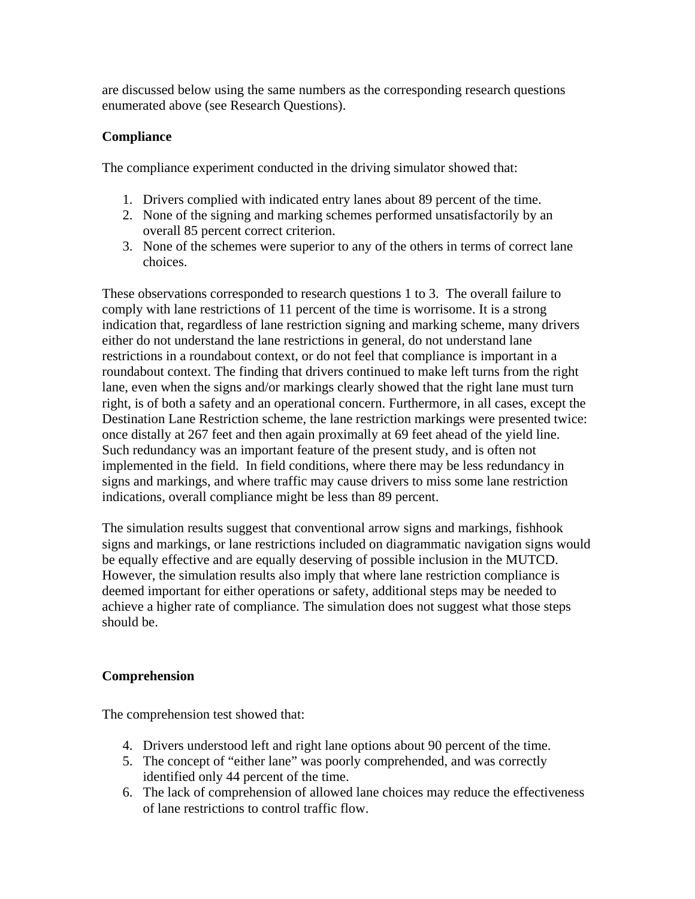are discussed below using the same numbers as the corresponding research questions enumerated above (see Research Questions).

### Compliance

The compliance experiment conducted in the driving simulator showed that:

1. Drivers complied with indicated entry lanes about 89 percent of the time.
2. None of the signing and marking schemes performed unsatisfactorily by an overall 85 percent correct criterion.
3. None of the schemes were superior to any of the others in terms of correct lane choices.

These observations corresponded to research questions 1 to 3. The overall failure to comply with lane restrictions of 11 percent of the time is worrisome. It is a strong indication that, regardless of lane restriction signing and marking scheme, many drivers either do not understand the lane restrictions in general, do not understand lane restrictions in a roundabout context, or do not feel that compliance is important in a roundabout context. The finding that drivers continued to make left turns from the right lane, even when the signs and/or markings clearly showed that the right lane must turn right, is of both a safety and an operational concern. Furthermore, in all cases, except the Destination Lane Restriction scheme, the lane restriction markings were presented twice: once distally at 267 feet and then again proximally at 69 feet ahead of the yield line. Such redundancy was an important feature of the present study, and is often not implemented in the field. In field conditions, where there may be less redundancy in signs and markings, and where traffic may cause drivers to miss some lane restriction indications, overall compliance might be less than 89 percent.

The simulation results suggest that conventional arrow signs and markings, fishhook signs and markings, or lane restrictions included on diagrammatic navigation signs would be equally effective and are equally deserving of possible inclusion in the MUTCD. However, the simulation results also imply that where lane restriction compliance is deemed important for either operations or safety, additional steps may be needed to achieve a higher rate of compliance. The simulation does not suggest what those steps should be.

### Comprehension

The comprehension test showed that:

4. Drivers understood left and right lane options about 90 percent of the time.
5. The concept of "either lane" was poorly comprehended, and was correctly identified only 44 percent of the time.
6. The lack of comprehension of allowed lane choices may reduce the effectiveness of lane restrictions to control traffic flow.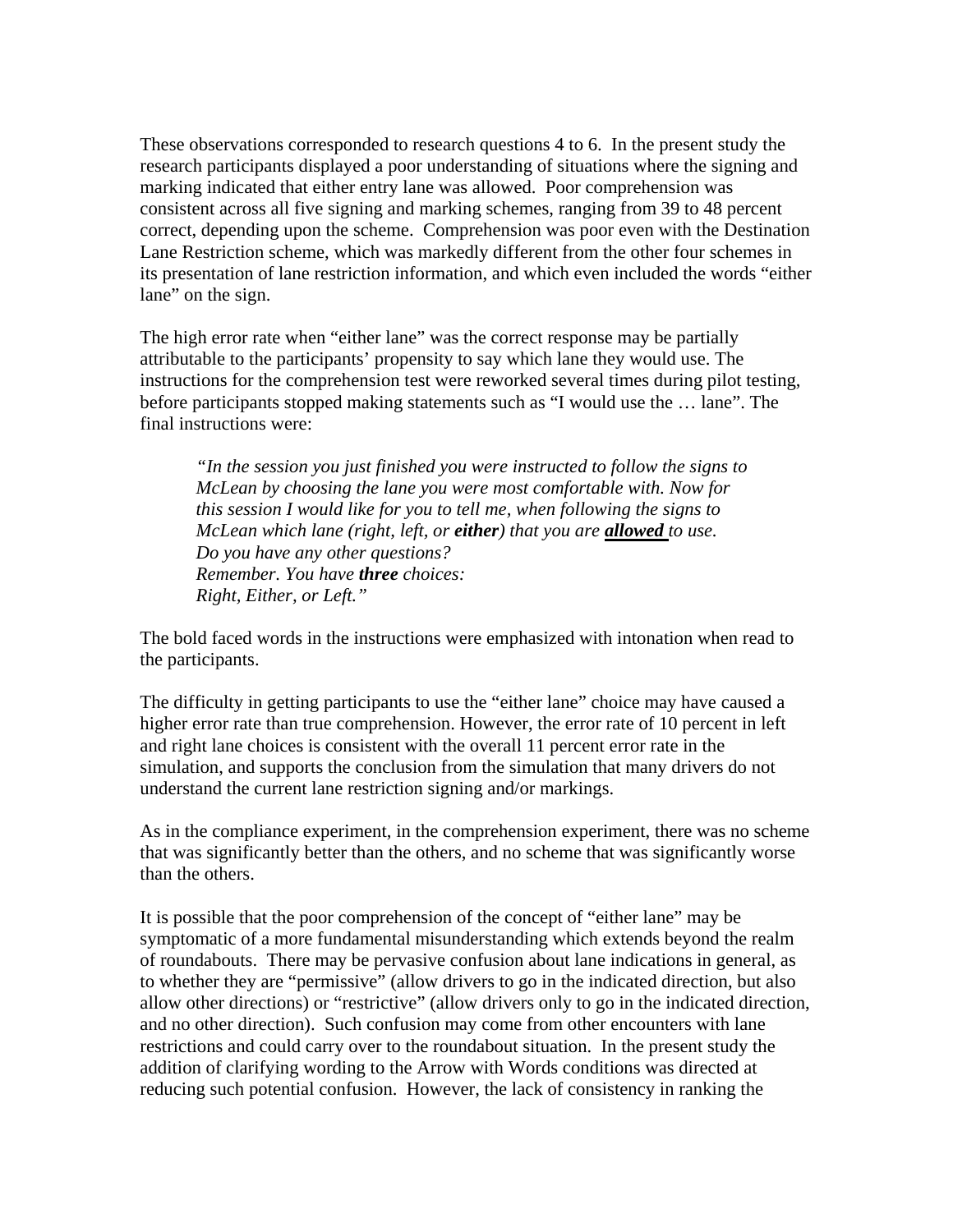These observations corresponded to research questions 4 to 6. In the present study the research participants displayed a poor understanding of situations where the signing and marking indicated that either entry lane was allowed. Poor comprehension was consistent across all five signing and marking schemes, ranging from 39 to 48 percent correct, depending upon the scheme. Comprehension was poor even with the Destination Lane Restriction scheme, which was markedly different from the other four schemes in its presentation of lane restriction information, and which even included the words "either lane" on the sign.

The high error rate when "either lane" was the correct response may be partially attributable to the participants' propensity to say which lane they would use. The instructions for the comprehension test were reworked several times during pilot testing, before participants stopped making statements such as "I would use the … lane". The final instructions were:

> *"In the session you just finished you were instructed to follow the signs to McLean by choosing the lane you were most comfortable with. Now for this session I would like for you to tell me, when following the signs to McLean which lane (right, left, or* ***either****) that you are* ***allowed*** *to use. Do you have any other questions?*
> *Remember. You have* ***three*** *choices:*
> *Right, Either, or Left."*

The bold faced words in the instructions were emphasized with intonation when read to the participants.

The difficulty in getting participants to use the "either lane" choice may have caused a higher error rate than true comprehension. However, the error rate of 10 percent in left and right lane choices is consistent with the overall 11 percent error rate in the simulation, and supports the conclusion from the simulation that many drivers do not understand the current lane restriction signing and/or markings.

As in the compliance experiment, in the comprehension experiment, there was no scheme that was significantly better than the others, and no scheme that was significantly worse than the others.

It is possible that the poor comprehension of the concept of "either lane" may be symptomatic of a more fundamental misunderstanding which extends beyond the realm of roundabouts. There may be pervasive confusion about lane indications in general, as to whether they are "permissive" (allow drivers to go in the indicated direction, but also allow other directions) or "restrictive" (allow drivers only to go in the indicated direction, and no other direction). Such confusion may come from other encounters with lane restrictions and could carry over to the roundabout situation. In the present study the addition of clarifying wording to the Arrow with Words conditions was directed at reducing such potential confusion. However, the lack of consistency in ranking the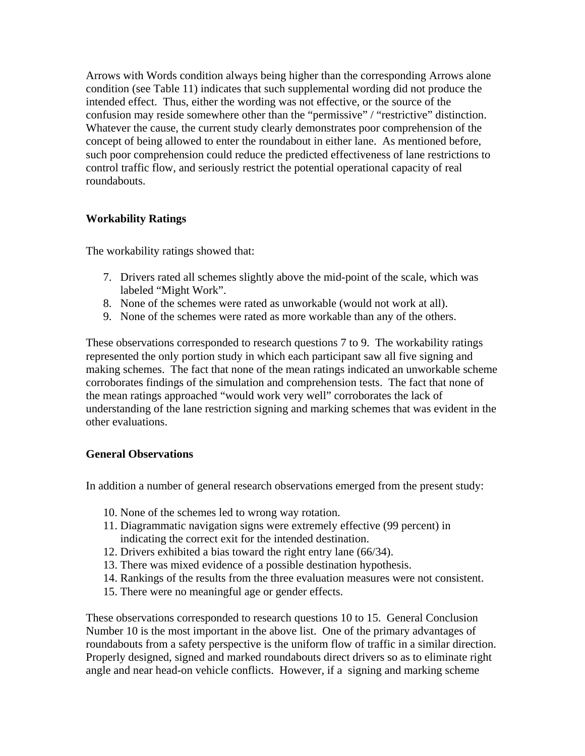Arrows with Words condition always being higher than the corresponding Arrows alone condition (see Table 11) indicates that such supplemental wording did not produce the intended effect. Thus, either the wording was not effective, or the source of the confusion may reside somewhere other than the "permissive" / "restrictive" distinction. Whatever the cause, the current study clearly demonstrates poor comprehension of the concept of being allowed to enter the roundabout in either lane. As mentioned before, such poor comprehension could reduce the predicted effectiveness of lane restrictions to control traffic flow, and seriously restrict the potential operational capacity of real roundabouts.

### Workability Ratings

The workability ratings showed that:

7. Drivers rated all schemes slightly above the mid-point of the scale, which was labeled "Might Work".
8. None of the schemes were rated as unworkable (would not work at all).
9. None of the schemes were rated as more workable than any of the others.

These observations corresponded to research questions 7 to 9. The workability ratings represented the only portion study in which each participant saw all five signing and making schemes. The fact that none of the mean ratings indicated an unworkable scheme corroborates findings of the simulation and comprehension tests. The fact that none of the mean ratings approached "would work very well" corroborates the lack of understanding of the lane restriction signing and marking schemes that was evident in the other evaluations.

### General Observations

In addition a number of general research observations emerged from the present study:

10. None of the schemes led to wrong way rotation.
11. Diagrammatic navigation signs were extremely effective (99 percent) in indicating the correct exit for the intended destination.
12. Drivers exhibited a bias toward the right entry lane (66/34).
13. There was mixed evidence of a possible destination hypothesis.
14. Rankings of the results from the three evaluation measures were not consistent.
15. There were no meaningful age or gender effects.

These observations corresponded to research questions 10 to 15. General Conclusion Number 10 is the most important in the above list. One of the primary advantages of roundabouts from a safety perspective is the uniform flow of traffic in a similar direction. Properly designed, signed and marked roundabouts direct drivers so as to eliminate right angle and near head-on vehicle conflicts. However, if a signing and marking scheme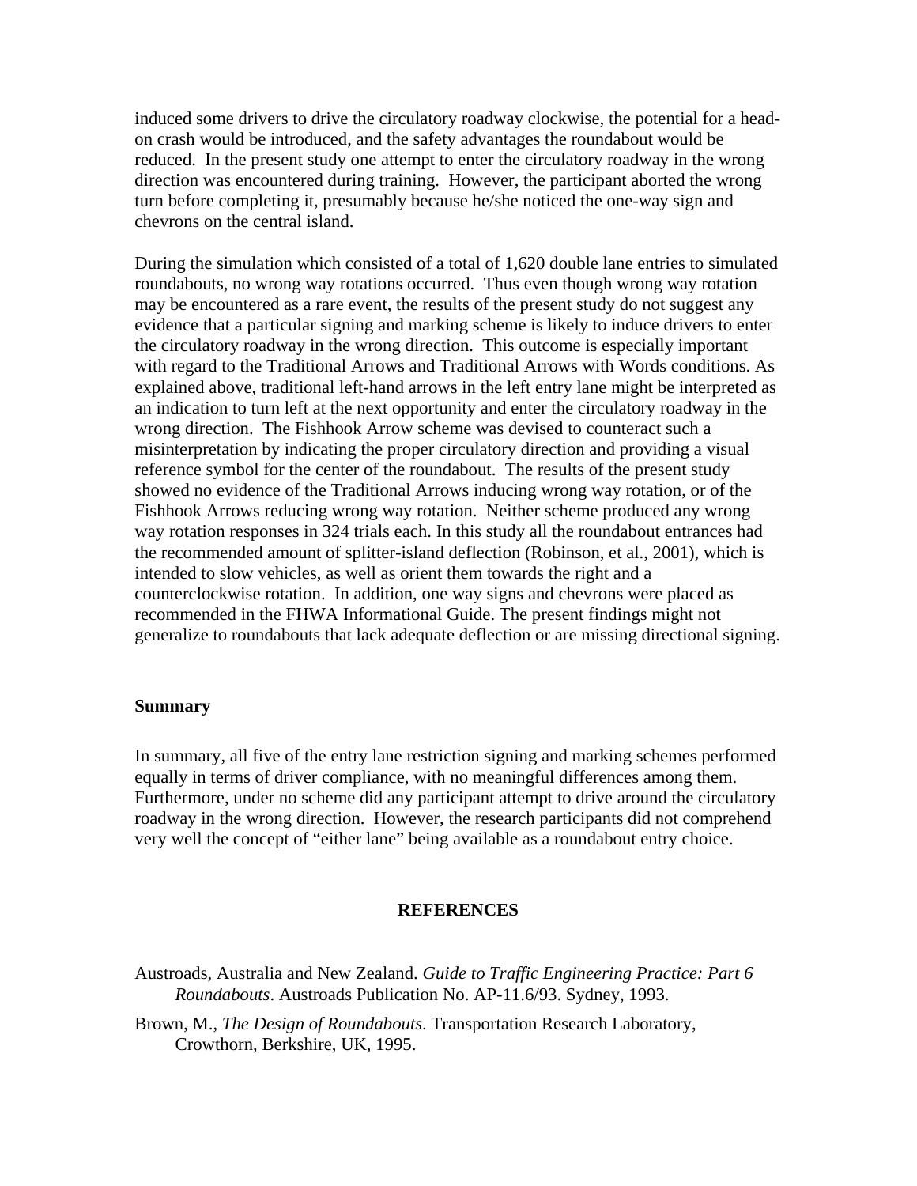induced some drivers to drive the circulatory roadway clockwise, the potential for a head-on crash would be introduced, and the safety advantages the roundabout would be reduced. In the present study one attempt to enter the circulatory roadway in the wrong direction was encountered during training. However, the participant aborted the wrong turn before completing it, presumably because he/she noticed the one-way sign and chevrons on the central island.

During the simulation which consisted of a total of 1,620 double lane entries to simulated roundabouts, no wrong way rotations occurred. Thus even though wrong way rotation may be encountered as a rare event, the results of the present study do not suggest any evidence that a particular signing and marking scheme is likely to induce drivers to enter the circulatory roadway in the wrong direction. This outcome is especially important with regard to the Traditional Arrows and Traditional Arrows with Words conditions. As explained above, traditional left-hand arrows in the left entry lane might be interpreted as an indication to turn left at the next opportunity and enter the circulatory roadway in the wrong direction. The Fishhook Arrow scheme was devised to counteract such a misinterpretation by indicating the proper circulatory direction and providing a visual reference symbol for the center of the roundabout. The results of the present study showed no evidence of the Traditional Arrows inducing wrong way rotation, or of the Fishhook Arrows reducing wrong way rotation. Neither scheme produced any wrong way rotation responses in 324 trials each. In this study all the roundabout entrances had the recommended amount of splitter-island deflection (Robinson, et al., 2001), which is intended to slow vehicles, as well as orient them towards the right and a counterclockwise rotation. In addition, one way signs and chevrons were placed as recommended in the FHWA Informational Guide. The present findings might not generalize to roundabouts that lack adequate deflection or are missing directional signing.

**Summary**

In summary, all five of the entry lane restriction signing and marking schemes performed equally in terms of driver compliance, with no meaningful differences among them. Furthermore, under no scheme did any participant attempt to drive around the circulatory roadway in the wrong direction. However, the research participants did not comprehend very well the concept of "either lane" being available as a roundabout entry choice.

## REFERENCES

Austroads, Australia and New Zealand. *Guide to Traffic Engineering Practice: Part 6 Roundabouts*. Austroads Publication No. AP-11.6/93. Sydney, 1993.

Brown, M., *The Design of Roundabouts*. Transportation Research Laboratory, Crowthorn, Berkshire, UK, 1995.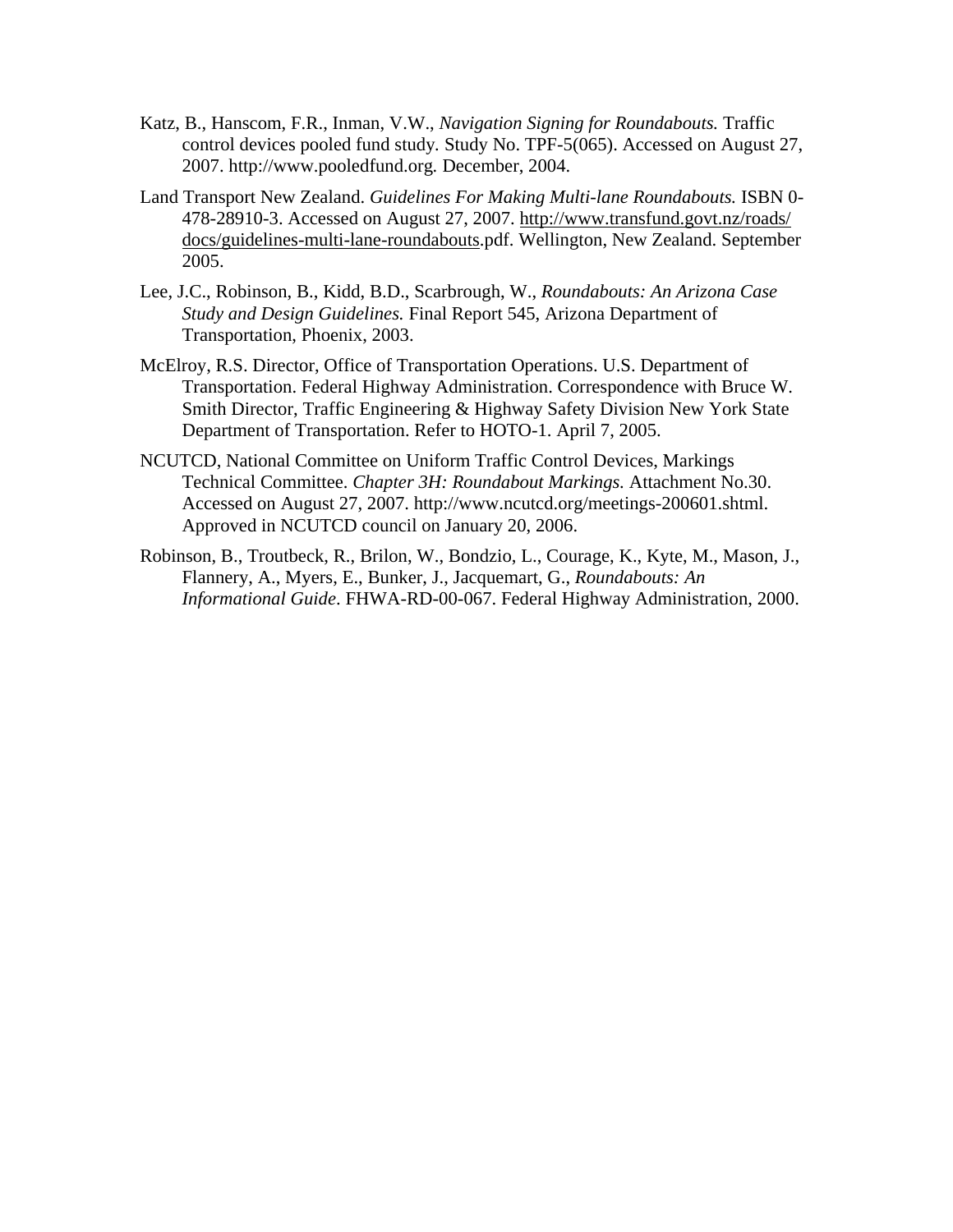Katz, B., Hanscom, F.R., Inman, V.W., *Navigation Signing for Roundabouts.* Traffic control devices pooled fund study. Study No. TPF-5(065). Accessed on August 27, 2007. http://www.pooledfund.org. December, 2004.

Land Transport New Zealand. *Guidelines For Making Multi-lane Roundabouts.* ISBN 0-478-28910-3. Accessed on August 27, 2007. http://www.transfund.govt.nz/roads/docs/guidelines-multi-lane-roundabouts.pdf. Wellington, New Zealand. September 2005.

Lee, J.C., Robinson, B., Kidd, B.D., Scarbrough, W., *Roundabouts: An Arizona Case Study and Design Guidelines.* Final Report 545, Arizona Department of Transportation, Phoenix, 2003.

McElroy, R.S. Director, Office of Transportation Operations. U.S. Department of Transportation. Federal Highway Administration. Correspondence with Bruce W. Smith Director, Traffic Engineering & Highway Safety Division New York State Department of Transportation. Refer to HOTO-1. April 7, 2005.

NCUTCD, National Committee on Uniform Traffic Control Devices, Markings Technical Committee. *Chapter 3H: Roundabout Markings.* Attachment No.30. Accessed on August 27, 2007. http://www.ncutcd.org/meetings-200601.shtml. Approved in NCUTCD council on January 20, 2006.

Robinson, B., Troutbeck, R., Brilon, W., Bondzio, L., Courage, K., Kyte, M., Mason, J., Flannery, A., Myers, E., Bunker, J., Jacquemart, G., *Roundabouts: An Informational Guide*. FHWA-RD-00-067. Federal Highway Administration, 2000.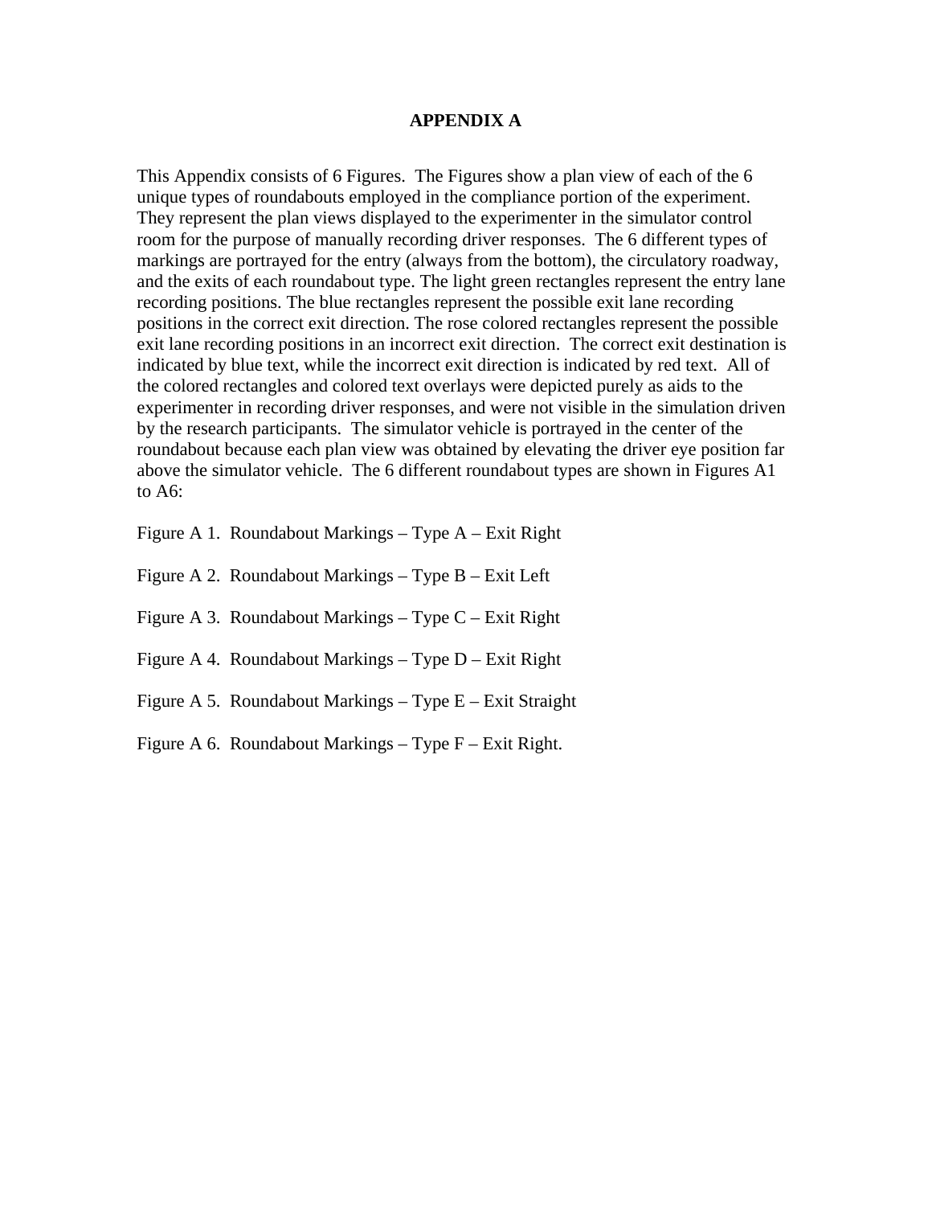# APPENDIX A

This Appendix consists of 6 Figures. The Figures show a plan view of each of the 6 unique types of roundabouts employed in the compliance portion of the experiment. They represent the plan views displayed to the experimenter in the simulator control room for the purpose of manually recording driver responses. The 6 different types of markings are portrayed for the entry (always from the bottom), the circulatory roadway, and the exits of each roundabout type. The light green rectangles represent the entry lane recording positions. The blue rectangles represent the possible exit lane recording positions in the correct exit direction. The rose colored rectangles represent the possible exit lane recording positions in an incorrect exit direction. The correct exit destination is indicated by blue text, while the incorrect exit direction is indicated by red text. All of the colored rectangles and colored text overlays were depicted purely as aids to the experimenter in recording driver responses, and were not visible in the simulation driven by the research participants. The simulator vehicle is portrayed in the center of the roundabout because each plan view was obtained by elevating the driver eye position far above the simulator vehicle. The 6 different roundabout types are shown in Figures A1 to A6:

Figure A 1. Roundabout Markings – Type A – Exit Right

Figure A 2. Roundabout Markings – Type B – Exit Left

Figure A 3. Roundabout Markings – Type C – Exit Right

Figure A 4. Roundabout Markings – Type D – Exit Right

Figure A 5. Roundabout Markings – Type E – Exit Straight

Figure A 6. Roundabout Markings – Type F – Exit Right.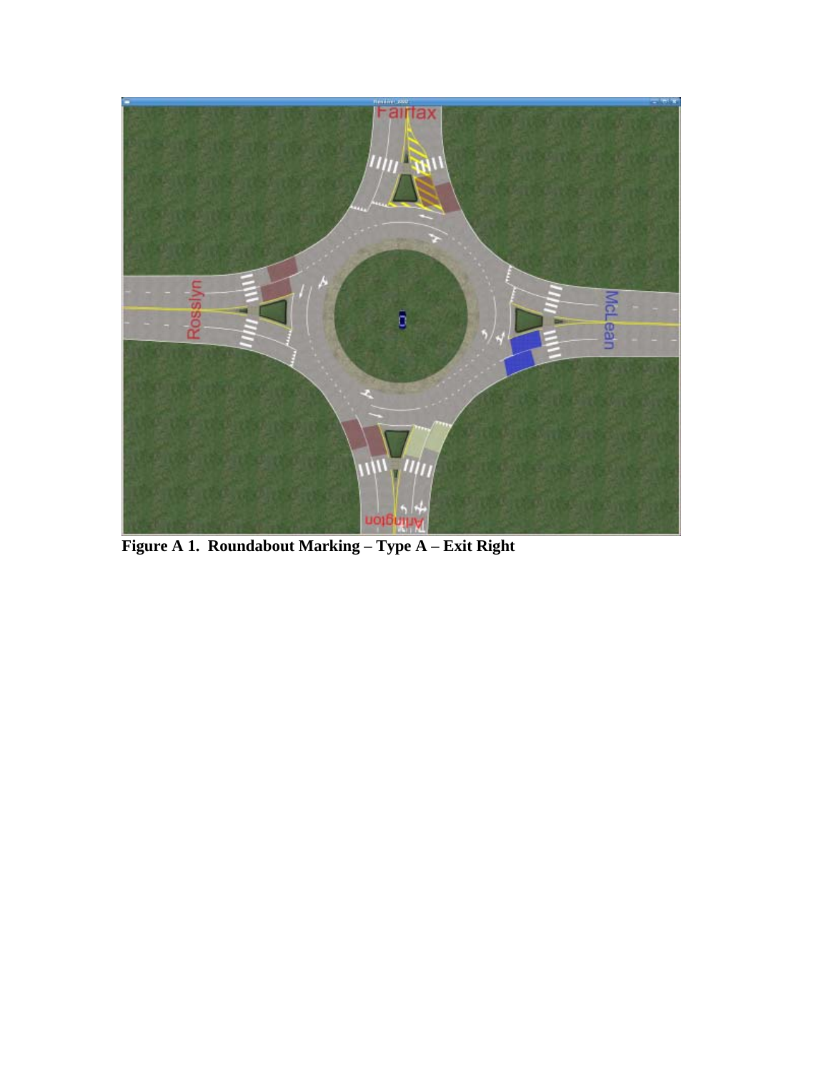**Figure A 1. Roundabout Marking – Type A – Exit Right**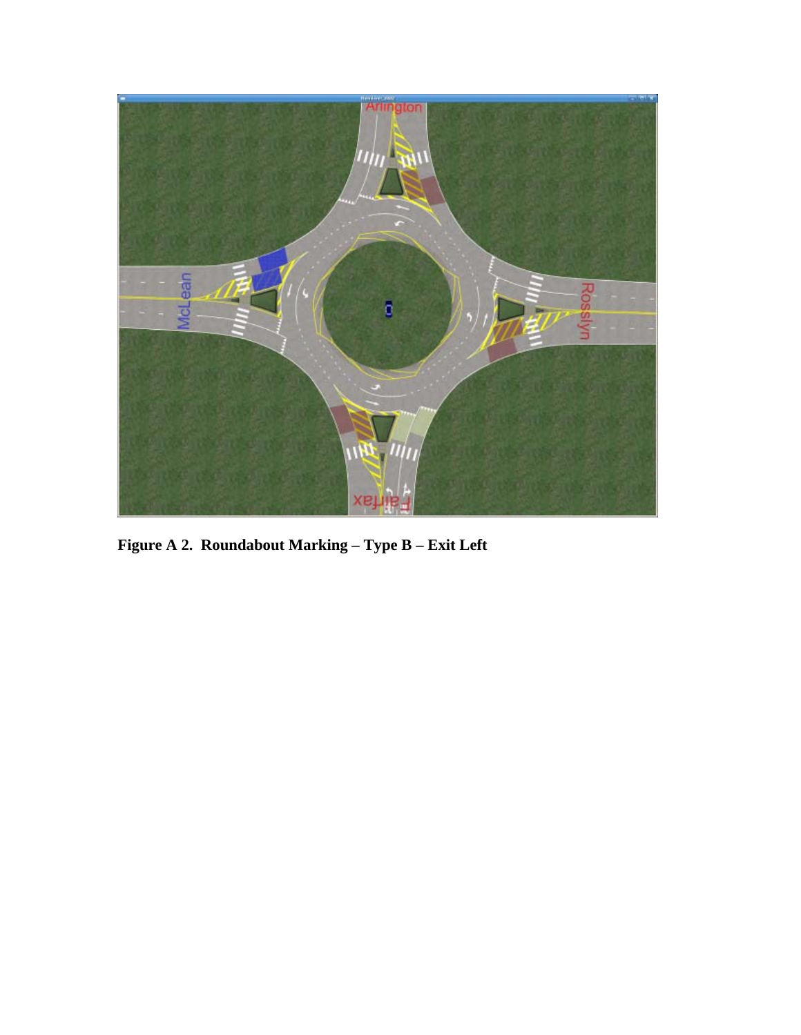**Figure A 2. Roundabout Marking – Type B – Exit Left**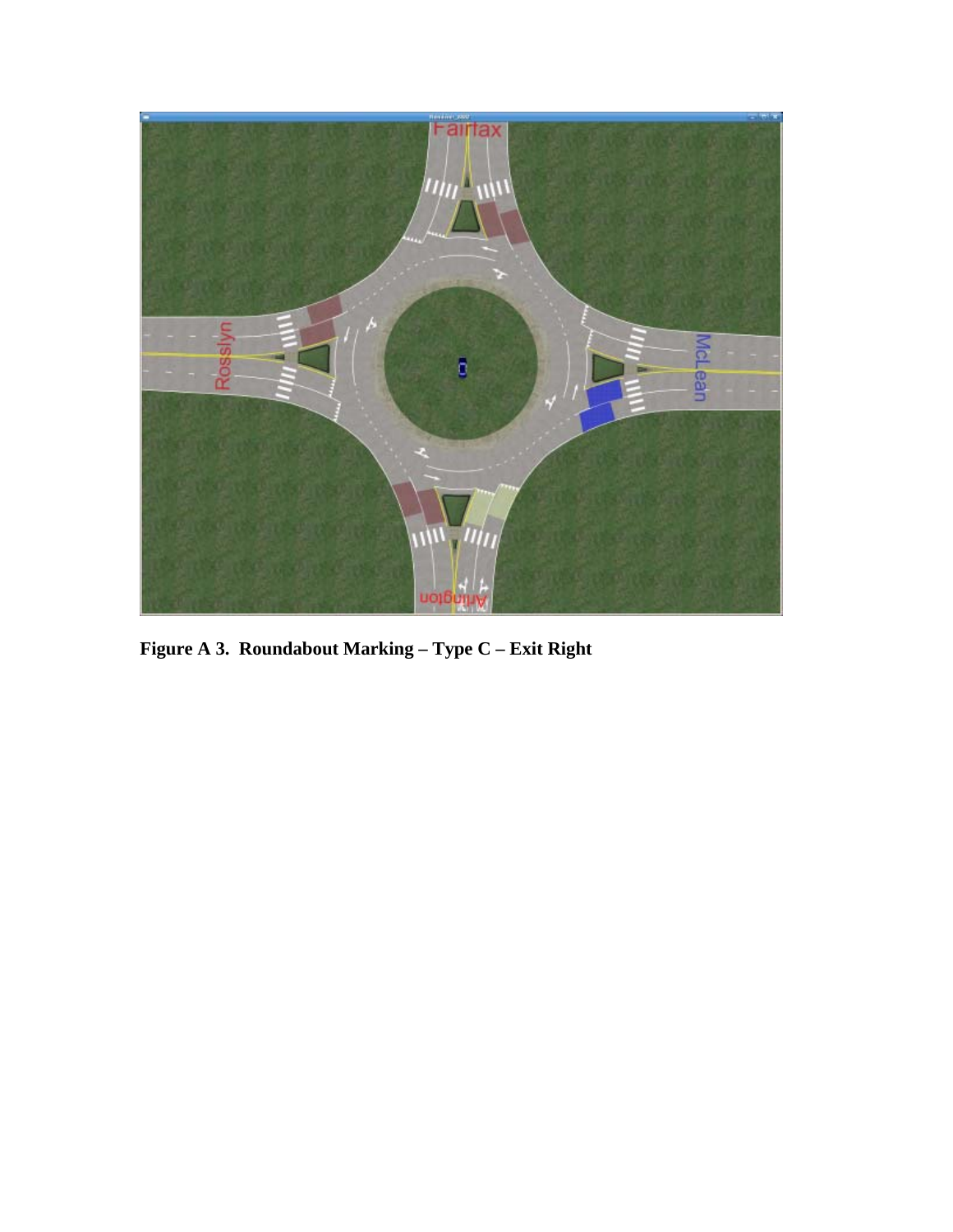**Figure A 3. Roundabout Marking – Type C – Exit Right**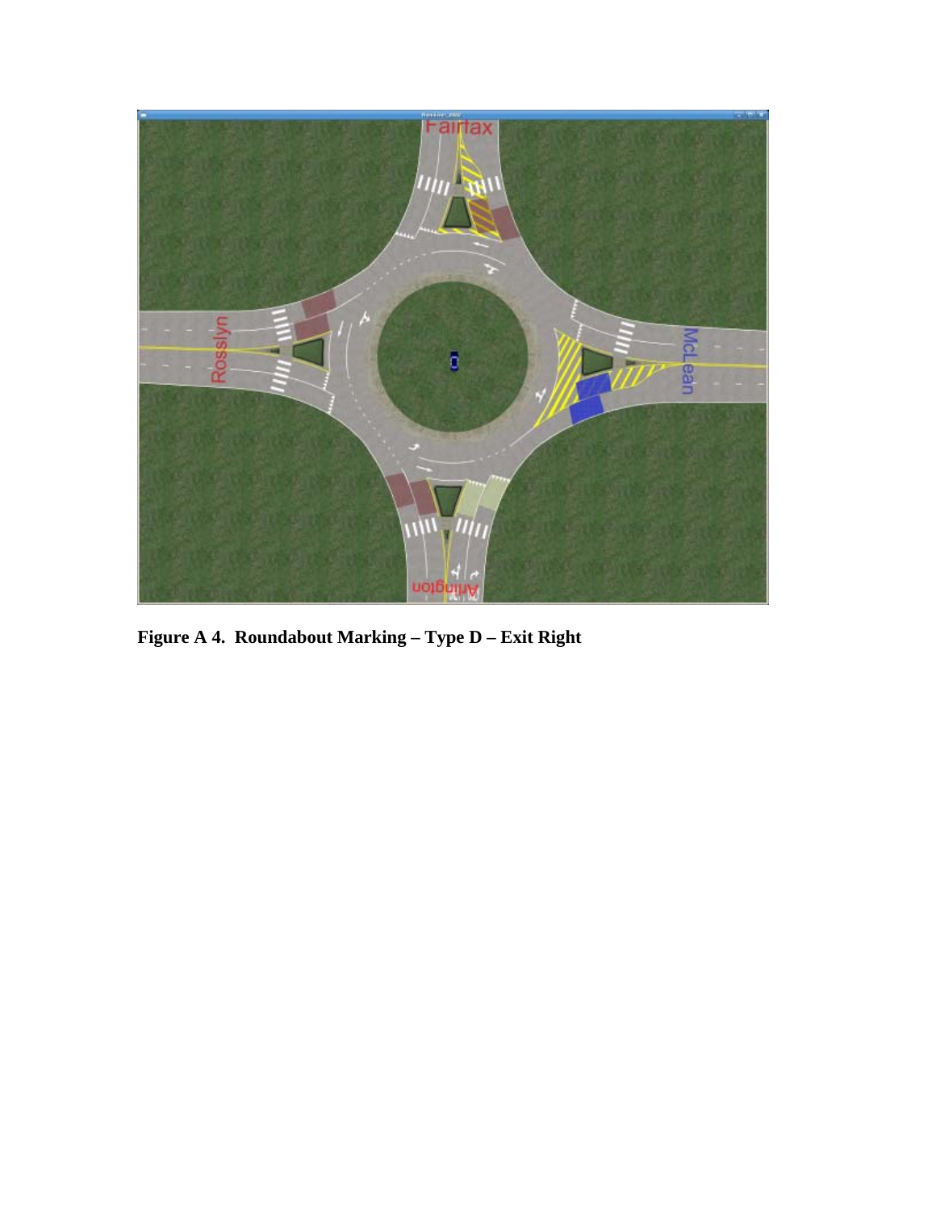**Figure A 4. Roundabout Marking – Type D – Exit Right**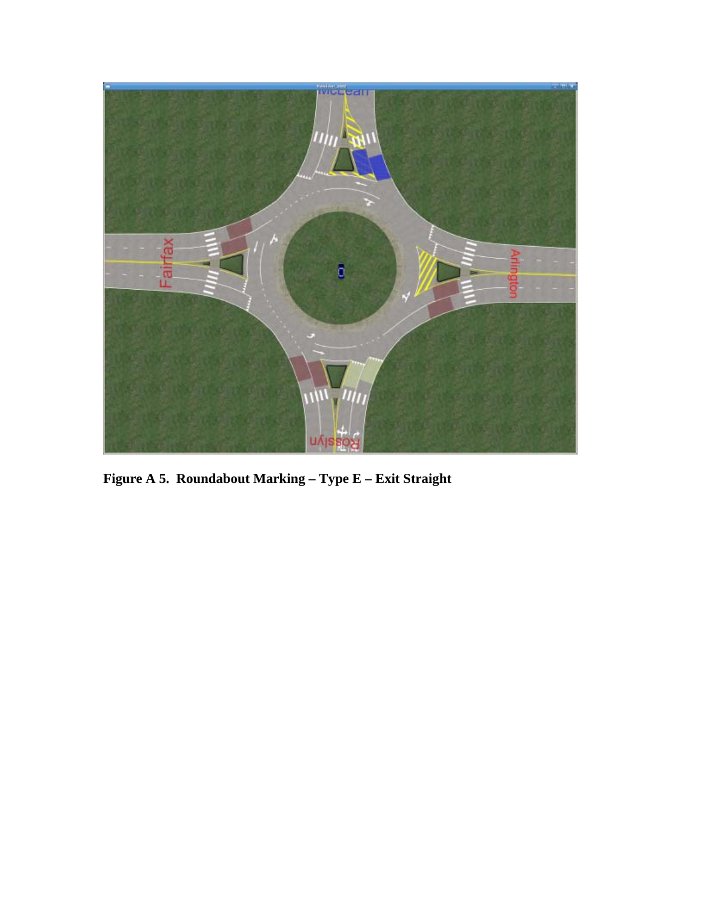**Figure A 5. Roundabout Marking – Type E – Exit Straight**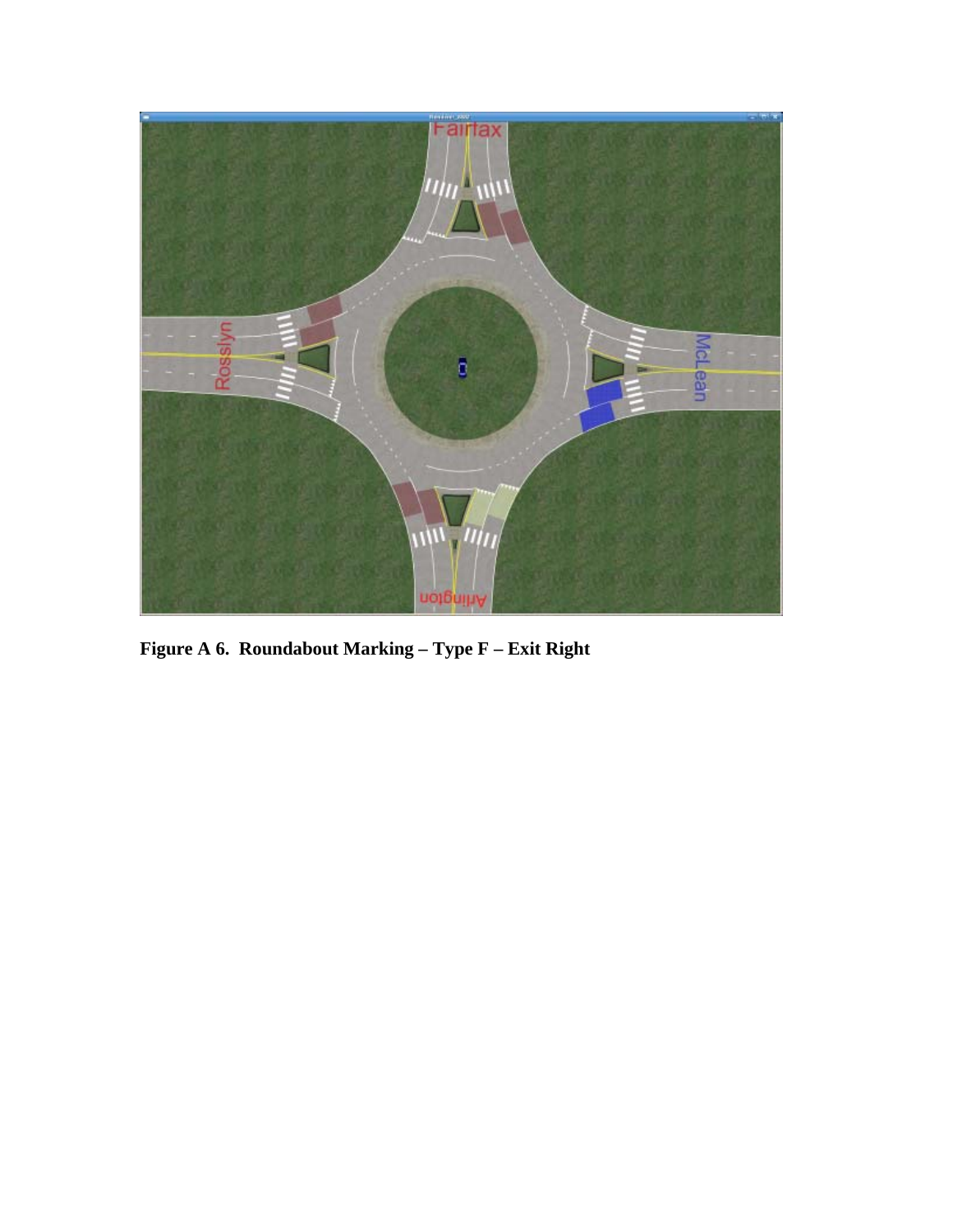Figure A 6. Roundabout Marking – Type F – Exit Right